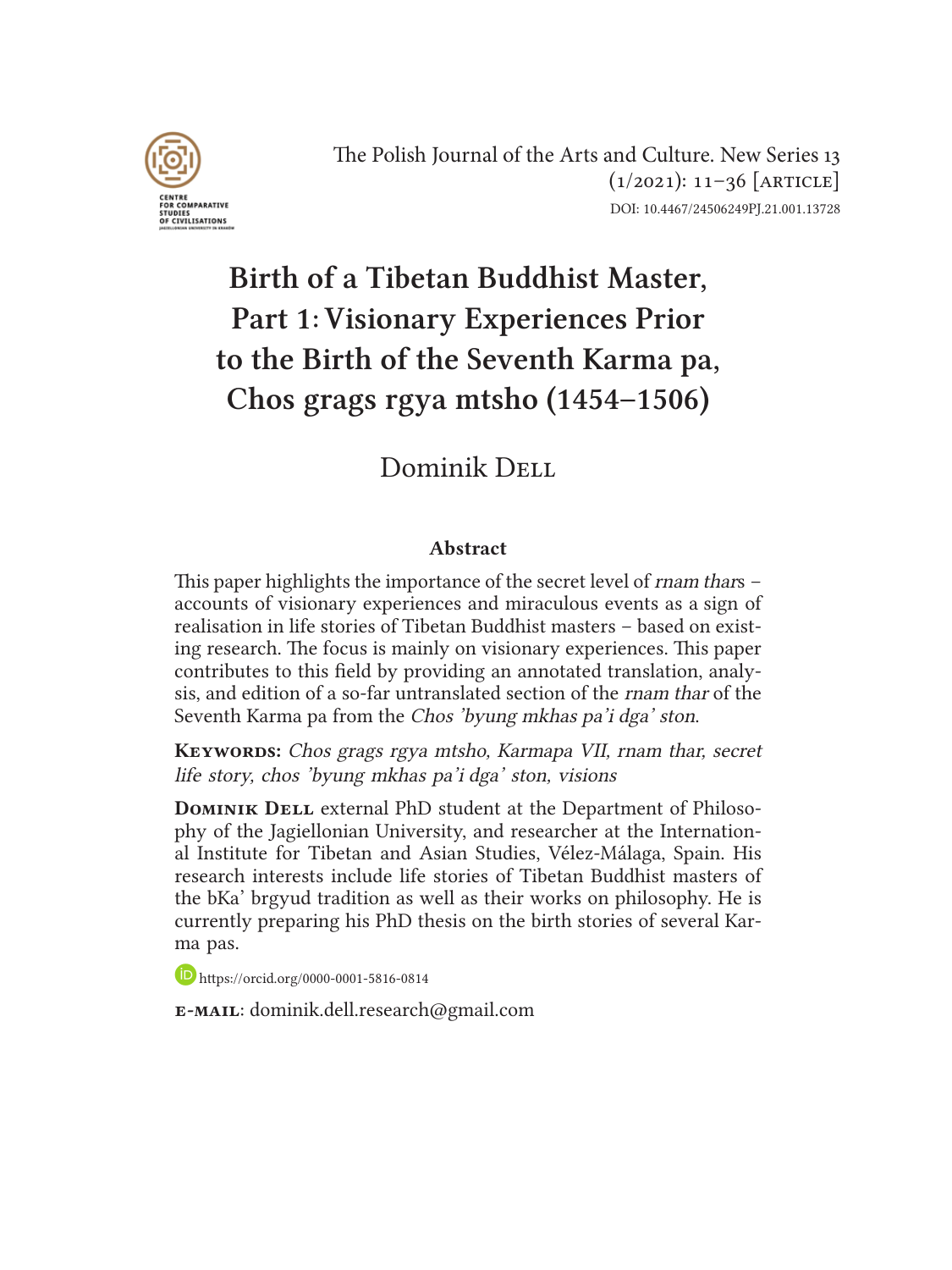The Polish Journal of the Arts and Culture. New Series 13 (1/2021): 11–36 [ARTICLE]
DOI: 10.4467/24506249PJ.21.001.13728

# Birth of a Tibetan Buddhist Master, Part 1: Visionary Experiences Prior to the Birth of the Seventh Karma pa, Chos grags rgya mtsho (1454–1506)

Dominik Dell

### Abstract

This paper highlights the importance of the secret level of *rnam thar*s – accounts of visionary experiences and miraculous events as a sign of realisation in life stories of Tibetan Buddhist masters – based on existing research. The focus is mainly on visionary experiences. This paper contributes to this field by providing an annotated translation, analysis, and edition of a so-far untranslated section of the *rnam thar* of the Seventh Karma pa from the *Chos 'byung mkhas pa'i dga' ston*.

**Keywords:** *Chos grags rgya mtsho, Karmapa VII, rnam thar, secret life story, chos 'byung mkhas pa'i dga' ston, visions*

**Dominik Dell** external PhD student at the Department of Philosophy of the Jagiellonian University, and researcher at the International Institute for Tibetan and Asian Studies, Vélez-Málaga, Spain. His research interests include life stories of Tibetan Buddhist masters of the bKa' brgyud tradition as well as their works on philosophy. He is currently preparing his PhD thesis on the birth stories of several Karma pas.

https://orcid.org/0000-0001-5816-0814

**e-mail**: dominik.dell.research@gmail.com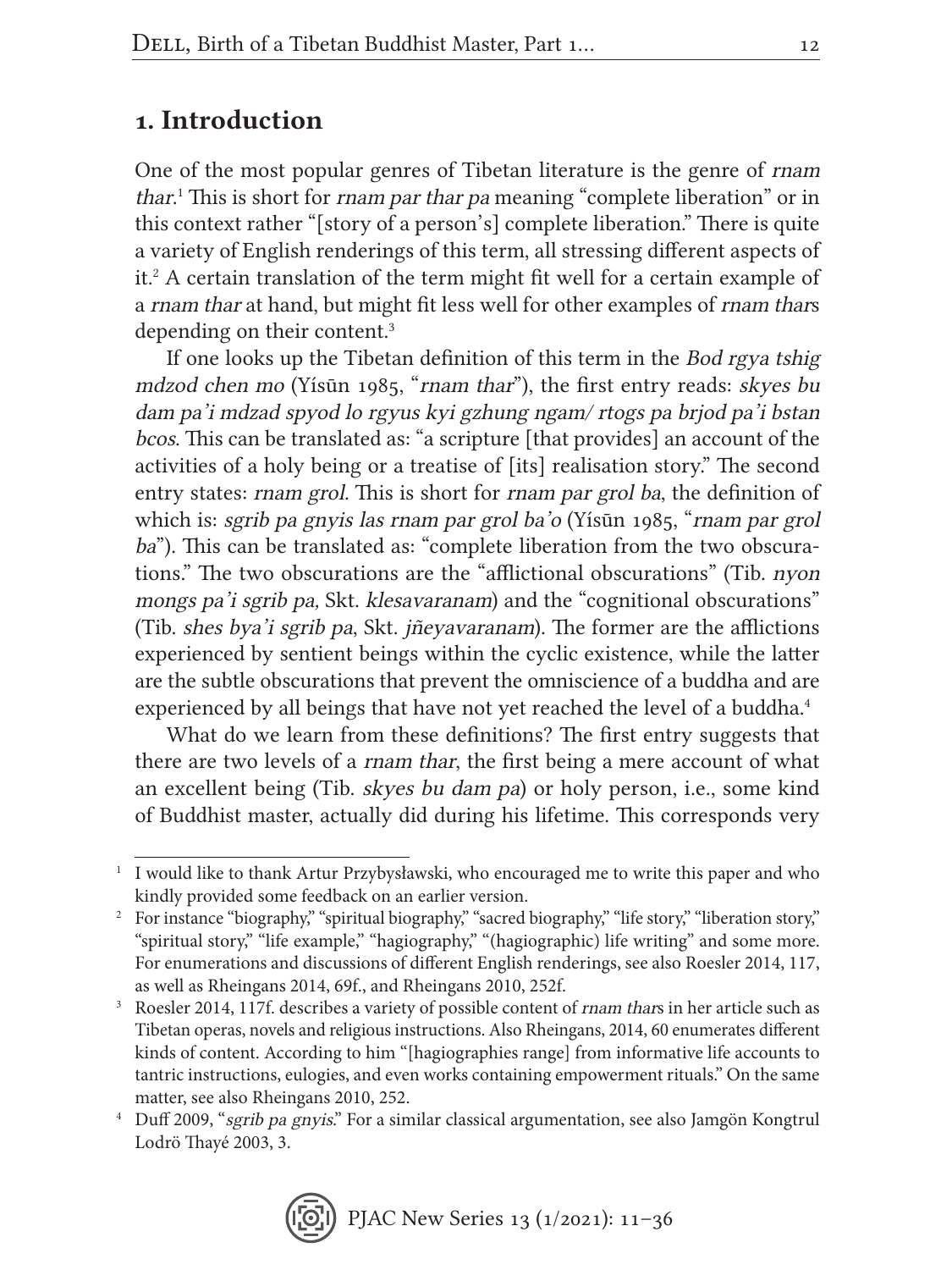## 1. Introduction

One of the most popular genres of Tibetan literature is the genre of *rnam thar*.[1] This is short for *rnam par thar pa* meaning "complete liberation" or in this context rather "[story of a person's] complete liberation." There is quite a variety of English renderings of this term, all stressing different aspects of it.[2] A certain translation of the term might fit well for a certain example of a *rnam thar* at hand, but might fit less well for other examples of *rnam thar*s depending on their content.[3]

If one looks up the Tibetan definition of this term in the *Bod rgya tshig mdzod chen mo* (Yísūn 1985, "*rnam thar*"), the first entry reads: *skyes bu dam pa'i mdzad spyod lo rgyus kyi gzhung ngam/ rtogs pa brjod pa'i bstan bcos*. This can be translated as: "a scripture [that provides] an account of the activities of a holy being or a treatise of [its] realisation story." The second entry states: *rnam grol*. This is short for *rnam par grol ba*, the definition of which is: *sgrib pa gnyis las rnam par grol ba'o* (Yísūn 1985, "*rnam par grol ba*"). This can be translated as: "complete liberation from the two obscurations." The two obscurations are the "afflictional obscurations" (Tib. *nyon mongs pa'i sgrib pa*, Skt. *klesavaranam*) and the "cognitional obscurations" (Tib. *shes bya'i sgrib pa*, Skt. *jñeyavaranam*). The former are the afflictions experienced by sentient beings within the cyclic existence, while the latter are the subtle obscurations that prevent the omniscience of a buddha and are experienced by all beings that have not yet reached the level of a buddha.[4]

What do we learn from these definitions? The first entry suggests that there are two levels of a *rnam thar*, the first being a mere account of what an excellent being (Tib. *skyes bu dam pa*) or holy person, i.e., some kind of Buddhist master, actually did during his lifetime. This corresponds very

---

[1] I would like to thank Artur Przybysławski, who encouraged me to write this paper and who kindly provided some feedback on an earlier version.

[2] For instance "biography," "spiritual biography," "sacred biography," "life story," "liberation story," "spiritual story," "life example," "hagiography," "(hagiographic) life writing" and some more. For enumerations and discussions of different English renderings, see also Roesler 2014, 117, as well as Rheingans 2014, 69f., and Rheingans 2010, 252f.

[3] Roesler 2014, 117f. describes a variety of possible content of *rnam thar*s in her article such as Tibetan operas, novels and religious instructions. Also Rheingans, 2014, 60 enumerates different kinds of content. According to him "[hagiographies range] from informative life accounts to tantric instructions, eulogies, and even works containing empowerment rituals." On the same matter, see also Rheingans 2010, 252.

[4] Duff 2009, "*sgrib pa gnyis*." For a similar classical argumentation, see also Jamgön Kongtrul Lodrö Thayé 2003, 3.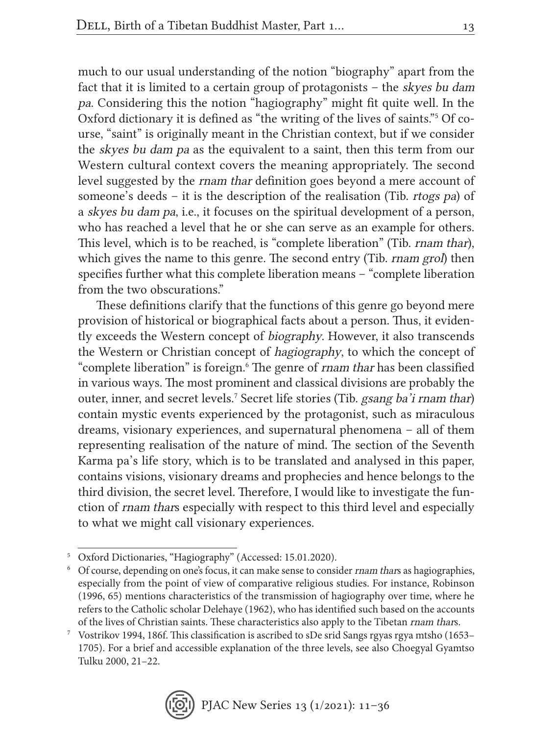much to our usual understanding of the notion "biography" apart from the fact that it is limited to a certain group of protagonists – the *skyes bu dam pa*. Considering this the notion "hagiography" might fit quite well. In the Oxford dictionary it is defined as "the writing of the lives of saints."[5] Of course, "saint" is originally meant in the Christian context, but if we consider the *skyes bu dam pa* as the equivalent to a saint, then this term from our Western cultural context covers the meaning appropriately. The second level suggested by the *rnam thar* definition goes beyond a mere account of someone's deeds – it is the description of the realisation (Tib. *rtogs pa*) of a *skyes bu dam pa*, i.e., it focuses on the spiritual development of a person, who has reached a level that he or she can serve as an example for others. This level, which is to be reached, is "complete liberation" (Tib. *rnam thar*), which gives the name to this genre. The second entry (Tib. *rnam grol*) then specifies further what this complete liberation means – "complete liberation from the two obscurations."

These definitions clarify that the functions of this genre go beyond mere provision of historical or biographical facts about a person. Thus, it evidently exceeds the Western concept of *biography*. However, it also transcends the Western or Christian concept of *hagiography*, to which the concept of "complete liberation" is foreign.[6] The genre of *rnam thar* has been classified in various ways. The most prominent and classical divisions are probably the outer, inner, and secret levels.[7] Secret life stories (Tib. *gsang ba'i rnam thar*) contain mystic events experienced by the protagonist, such as miraculous dreams, visionary experiences, and supernatural phenomena – all of them representing realisation of the nature of mind. The section of the Seventh Karma pa's life story, which is to be translated and analysed in this paper, contains visions, visionary dreams and prophecies and hence belongs to the third division, the secret level. Therefore, I would like to investigate the function of *rnam thar*s especially with respect to this third level and especially to what we might call visionary experiences.

---

[5] Oxford Dictionaries, "Hagiography" (Accessed: 15.01.2020).

[6] Of course, depending on one's focus, it can make sense to consider *rnam thar*s as hagiographies, especially from the point of view of comparative religious studies. For instance, Robinson (1996, 65) mentions characteristics of the transmission of hagiography over time, where he refers to the Catholic scholar Delehaye (1962), who has identified such based on the accounts of the lives of Christian saints. These characteristics also apply to the Tibetan *rnam thar*s.

[7] Vostrikov 1994, 186f. This classification is ascribed to sDe srid Sangs rgyas rgya mtsho (1653–1705). For a brief and accessible explanation of the three levels, see also Choegyal Gyamtso Tulku 2000, 21–22.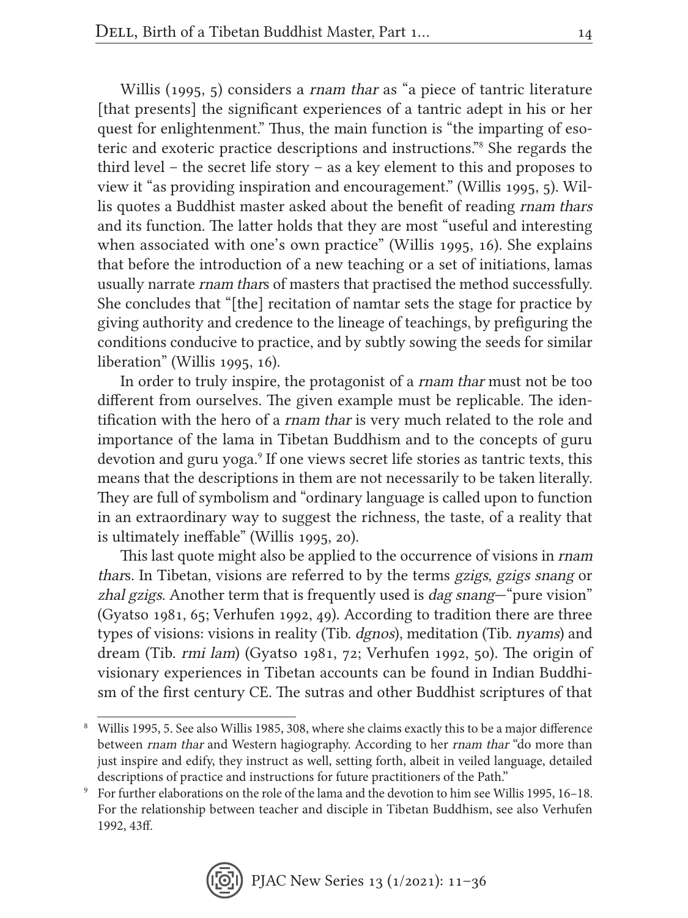Willis (1995, 5) considers a *rnam thar* as "a piece of tantric literature [that presents] the significant experiences of a tantric adept in his or her quest for enlightenment." Thus, the main function is "the imparting of esoteric and exoteric practice descriptions and instructions."[8] She regards the third level – the secret life story – as a key element to this and proposes to view it "as providing inspiration and encouragement." (Willis 1995, 5). Willis quotes a Buddhist master asked about the benefit of reading *rnam thars* and its function. The latter holds that they are most "useful and interesting when associated with one's own practice" (Willis 1995, 16). She explains that before the introduction of a new teaching or a set of initiations, lamas usually narrate *rnam thar*s of masters that practised the method successfully. She concludes that "[the] recitation of namtar sets the stage for practice by giving authority and credence to the lineage of teachings, by prefiguring the conditions conducive to practice, and by subtly sowing the seeds for similar liberation" (Willis 1995, 16).

In order to truly inspire, the protagonist of a *rnam thar* must not be too different from ourselves. The given example must be replicable. The identification with the hero of a *rnam thar* is very much related to the role and importance of the lama in Tibetan Buddhism and to the concepts of guru devotion and guru yoga.[9] If one views secret life stories as tantric texts, this means that the descriptions in them are not necessarily to be taken literally. They are full of symbolism and "ordinary language is called upon to function in an extraordinary way to suggest the richness, the taste, of a reality that is ultimately ineffable" (Willis 1995, 20).

This last quote might also be applied to the occurrence of visions in *rnam thar*s. In Tibetan, visions are referred to by the terms *gzigs*, *gzigs snang* or *zhal gzigs*. Another term that is frequently used is *dag snang*—"pure vision" (Gyatso 1981, 65; Verhufen 1992, 49). According to tradition there are three types of visions: visions in reality (Tib. *dgnos*), meditation (Tib. *nyams*) and dream (Tib. *rmi lam*) (Gyatso 1981, 72; Verhufen 1992, 50). The origin of visionary experiences in Tibetan accounts can be found in Indian Buddhism of the first century CE. The sutras and other Buddhist scriptures of that

---

[8] Willis 1995, 5. See also Willis 1985, 308, where she claims exactly this to be a major difference between *rnam thar* and Western hagiography. According to her *rnam thar* "do more than just inspire and edify, they instruct as well, setting forth, albeit in veiled language, detailed descriptions of practice and instructions for future practitioners of the Path."

[9] For further elaborations on the role of the lama and the devotion to him see Willis 1995, 16–18. For the relationship between teacher and disciple in Tibetan Buddhism, see also Verhufen 1992, 43ff.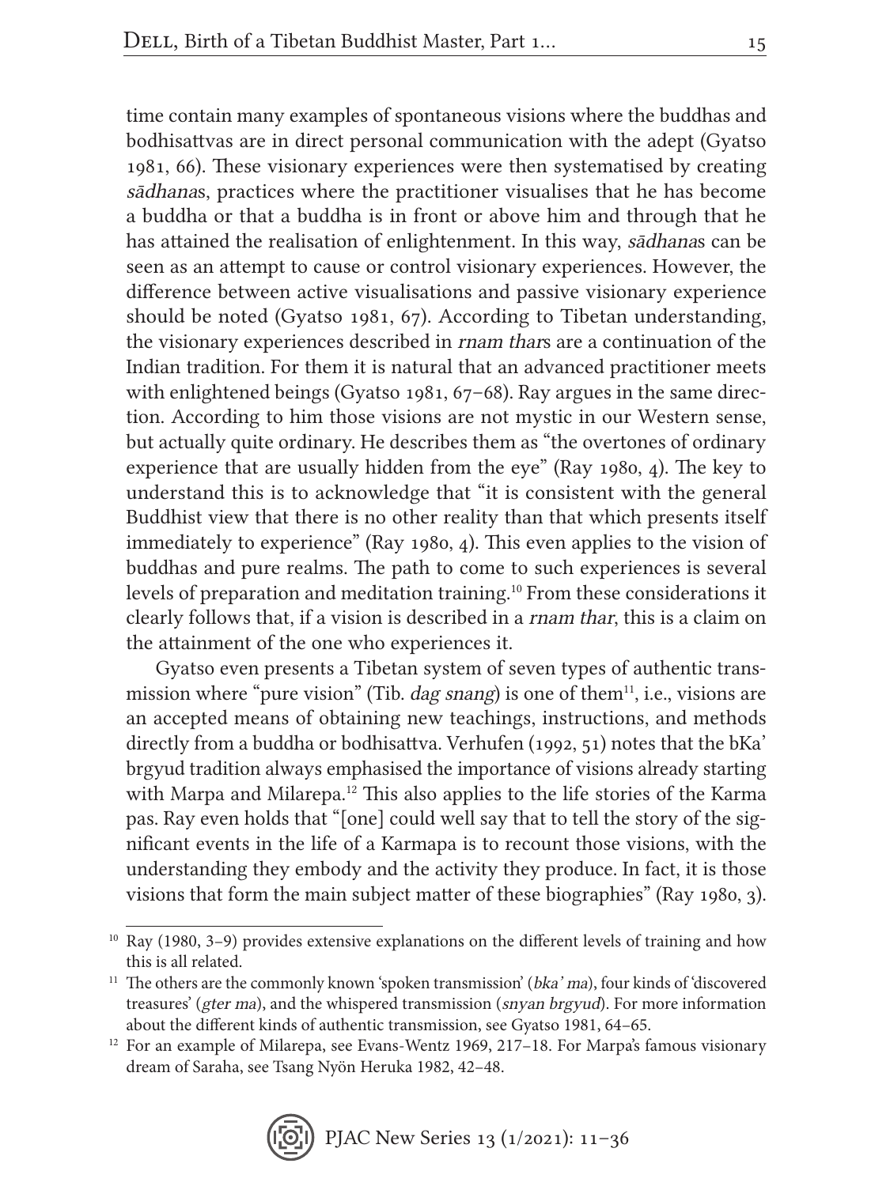time contain many examples of spontaneous visions where the buddhas and bodhisattvas are in direct personal communication with the adept (Gyatso 1981, 66). These visionary experiences were then systematised by creating *sādhana*s, practices where the practitioner visualises that he has become a buddha or that a buddha is in front or above him and through that he has attained the realisation of enlightenment. In this way, *sādhana*s can be seen as an attempt to cause or control visionary experiences. However, the difference between active visualisations and passive visionary experience should be noted (Gyatso 1981, 67). According to Tibetan understanding, the visionary experiences described in *rnam thar*s are a continuation of the Indian tradition. For them it is natural that an advanced practitioner meets with enlightened beings (Gyatso 1981, 67–68). Ray argues in the same direction. According to him those visions are not mystic in our Western sense, but actually quite ordinary. He describes them as "the overtones of ordinary experience that are usually hidden from the eye" (Ray 1980, 4). The key to understand this is to acknowledge that "it is consistent with the general Buddhist view that there is no other reality than that which presents itself immediately to experience" (Ray 1980, 4). This even applies to the vision of buddhas and pure realms. The path to come to such experiences is several levels of preparation and meditation training.[10] From these considerations it clearly follows that, if a vision is described in a *rnam thar*, this is a claim on the attainment of the one who experiences it.

Gyatso even presents a Tibetan system of seven types of authentic transmission where "pure vision" (Tib. *dag snang*) is one of them[11], i.e., visions are an accepted means of obtaining new teachings, instructions, and methods directly from a buddha or bodhisattva. Verhufen (1992, 51) notes that the bKa' brgyud tradition always emphasised the importance of visions already starting with Marpa and Milarepa.[12] This also applies to the life stories of the Karma pas. Ray even holds that "[one] could well say that to tell the story of the significant events in the life of a Karmapa is to recount those visions, with the understanding they embody and the activity they produce. In fact, it is those visions that form the main subject matter of these biographies" (Ray 1980, 3).

---

[10] Ray (1980, 3–9) provides extensive explanations on the different levels of training and how this is all related.

[11] The others are the commonly known 'spoken transmission' (*bka' ma*), four kinds of 'discovered treasures' (*gter ma*), and the whispered transmission (*snyan brgyud*). For more information about the different kinds of authentic transmission, see Gyatso 1981, 64–65.

[12] For an example of Milarepa, see Evans-Wentz 1969, 217–18. For Marpa's famous visionary dream of Saraha, see Tsang Nyön Heruka 1982, 42–48.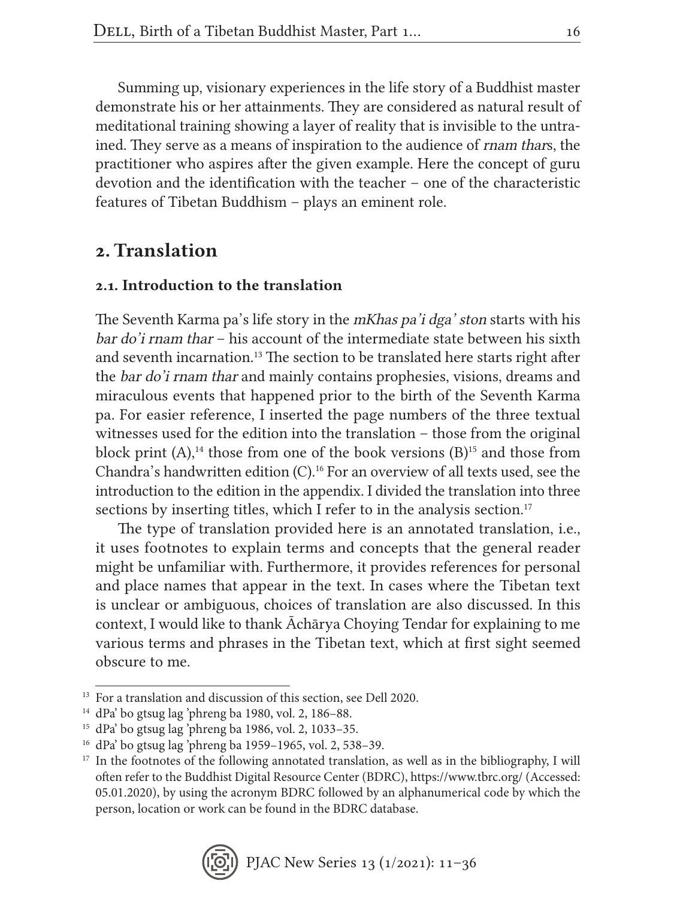Summing up, visionary experiences in the life story of a Buddhist master demonstrate his or her attainments. They are considered as natural result of meditational training showing a layer of reality that is invisible to the untrained. They serve as a means of inspiration to the audience of *rnam thar*s, the practitioner who aspires after the given example. Here the concept of guru devotion and the identification with the teacher – one of the characteristic features of Tibetan Buddhism – plays an eminent role.

## 2. Translation

### 2.1. Introduction to the translation

The Seventh Karma pa's life story in the *mKhas pa'i dga' ston* starts with his *bar do'i rnam thar* – his account of the intermediate state between his sixth and seventh incarnation.[13] The section to be translated here starts right after the *bar do'i rnam thar* and mainly contains prophesies, visions, dreams and miraculous events that happened prior to the birth of the Seventh Karma pa. For easier reference, I inserted the page numbers of the three textual witnesses used for the edition into the translation – those from the original block print (A),[14] those from one of the book versions (B)[15] and those from Chandra's handwritten edition (C).[16] For an overview of all texts used, see the introduction to the edition in the appendix. I divided the translation into three sections by inserting titles, which I refer to in the analysis section.[17]

The type of translation provided here is an annotated translation, i.e., it uses footnotes to explain terms and concepts that the general reader might be unfamiliar with. Furthermore, it provides references for personal and place names that appear in the text. In cases where the Tibetan text is unclear or ambiguous, choices of translation are also discussed. In this context, I would like to thank Āchārya Choying Tendar for explaining to me various terms and phrases in the Tibetan text, which at first sight seemed obscure to me.

---

[13] For a translation and discussion of this section, see Dell 2020.

[14] dPa' bo gtsug lag 'phreng ba 1980, vol. 2, 186–88.

[15] dPa' bo gtsug lag 'phreng ba 1986, vol. 2, 1033–35.

[16] dPa' bo gtsug lag 'phreng ba 1959–1965, vol. 2, 538–39.

[17] In the footnotes of the following annotated translation, as well as in the bibliography, I will often refer to the Buddhist Digital Resource Center (BDRC), https://www.tbrc.org/ (Accessed: 05.01.2020), by using the acronym BDRC followed by an alphanumerical code by which the person, location or work can be found in the BDRC database.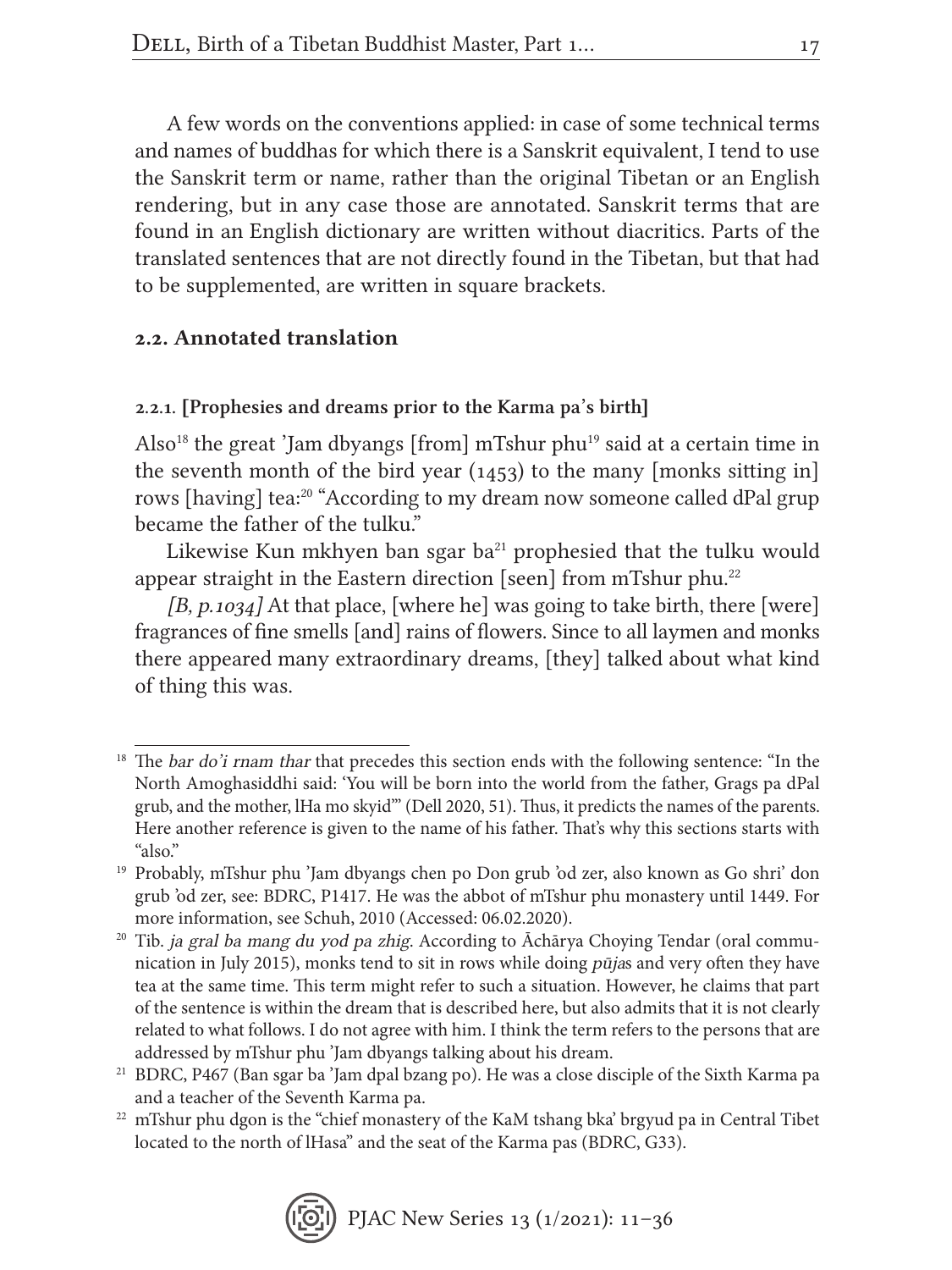A few words on the conventions applied: in case of some technical terms and names of buddhas for which there is a Sanskrit equivalent, I tend to use the Sanskrit term or name, rather than the original Tibetan or an English rendering, but in any case those are annotated. Sanskrit terms that are found in an English dictionary are written without diacritics. Parts of the translated sentences that are not directly found in the Tibetan, but that had to be supplemented, are written in square brackets.

## 2.2. Annotated translation

### 2.2.1. [Prophesies and dreams prior to the Karma pa's birth]

Also[18] the great 'Jam dbyangs [from] mTshur phu[19] said at a certain time in the seventh month of the bird year (1453) to the many [monks sitting in] rows [having] tea:[20] "According to my dream now someone called dPal grup became the father of the tulku."

Likewise Kun mkhyen ban sgar ba[21] prophesied that the tulku would appear straight in the Eastern direction [seen] from mTshur phu.[22]

*[B, p.1034]* At that place, [where he] was going to take birth, there [were] fragrances of fine smells [and] rains of flowers. Since to all laymen and monks there appeared many extraordinary dreams, [they] talked about what kind of thing this was.

---

[18] The *bar do'i rnam thar* that precedes this section ends with the following sentence: "In the North Amoghasiddhi said: 'You will be born into the world from the father, Grags pa dPal grub, and the mother, lHa mo skyid'" (Dell 2020, 51). Thus, it predicts the names of the parents. Here another reference is given to the name of his father. That's why this sections starts with "also."

[19] Probably, mTshur phu 'Jam dbyangs chen po Don grub 'od zer, also known as Go shri' don grub 'od zer, see: BDRC, P1417. He was the abbot of mTshur phu monastery until 1449. For more information, see Schuh, 2010 (Accessed: 06.02.2020).

[20] Tib. *ja gral ba mang du yod pa zhig*. According to Āchārya Choying Tendar (oral communication in July 2015), monks tend to sit in rows while doing *pūja*s and very often they have tea at the same time. This term might refer to such a situation. However, he claims that part of the sentence is within the dream that is described here, but also admits that it is not clearly related to what follows. I do not agree with him. I think the term refers to the persons that are addressed by mTshur phu 'Jam dbyangs talking about his dream.

[21] BDRC, P467 (Ban sgar ba 'Jam dpal bzang po). He was a close disciple of the Sixth Karma pa and a teacher of the Seventh Karma pa.

[22] mTshur phu dgon is the "chief monastery of the KaM tshang bka' brgyud pa in Central Tibet located to the north of lHasa" and the seat of the Karma pas (BDRC, G33).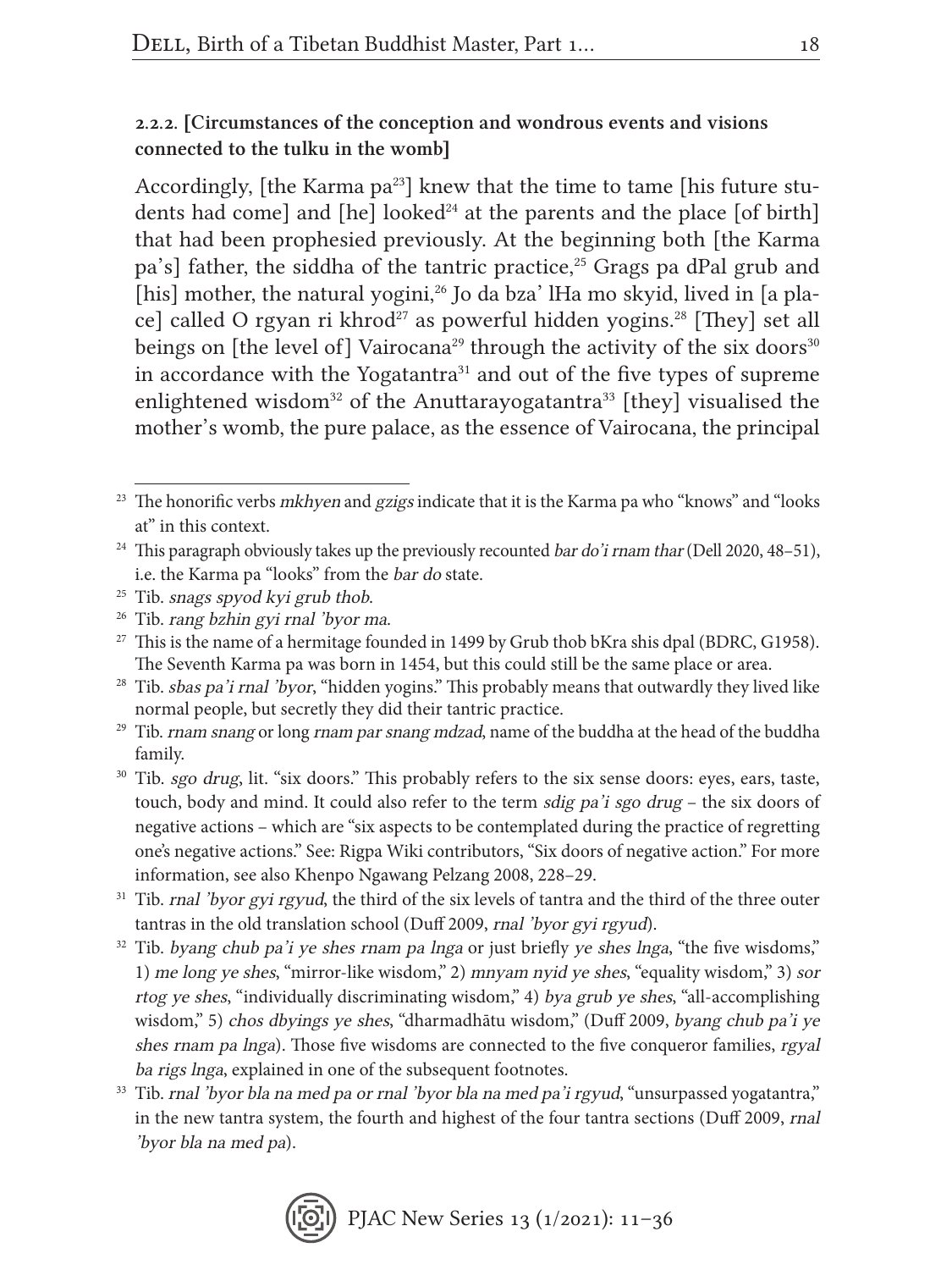#### 2.2.2. [Circumstances of the conception and wondrous events and visions connected to the tulku in the womb]

Accordingly, [the Karma pa[23]] knew that the time to tame [his future students had come] and [he] looked[24] at the parents and the place [of birth] that had been prophesied previously. At the beginning both [the Karma pa's] father, the siddha of the tantric practice,[25] Grags pa dPal grub and [his] mother, the natural yogini,[26] Jo da bza' lHa mo skyid, lived in [a place] called O rgyan ri khrod[27] as powerful hidden yogins.[28] [They] set all beings on [the level of] Vairocana[29] through the activity of the six doors[30] in accordance with the Yogatantra[31] and out of the five types of supreme enlightened wisdom[32] of the Anuttarayogatantra[33] [they] visualised the mother's womb, the pure palace, as the essence of Vairocana, the principal

---

[23] The honorific verbs *mkhyen* and *gzigs* indicate that it is the Karma pa who "knows" and "looks at" in this context.

[24] This paragraph obviously takes up the previously recounted *bar do'i rnam thar* (Dell 2020, 48–51), i.e. the Karma pa "looks" from the *bar do* state.

[25] Tib. *snags spyod kyi grub thob*.

[26] Tib. *rang bzhin gyi rnal 'byor ma*.

[27] This is the name of a hermitage founded in 1499 by Grub thob bKra shis dpal (BDRC, G1958). The Seventh Karma pa was born in 1454, but this could still be the same place or area.

[28] Tib. *sbas pa'i rnal 'byor*, "hidden yogins." This probably means that outwardly they lived like normal people, but secretly they did their tantric practice.

[29] Tib. *rnam snang* or long *rnam par snang mdzad*, name of the buddha at the head of the buddha family.

[30] Tib. *sgo drug*, lit. "six doors." This probably refers to the six sense doors: eyes, ears, taste, touch, body and mind. It could also refer to the term *sdig pa'i sgo drug* – the six doors of negative actions – which are "six aspects to be contemplated during the practice of regretting one's negative actions." See: Rigpa Wiki contributors, "Six doors of negative action." For more information, see also Khenpo Ngawang Pelzang 2008, 228–29.

[31] Tib. *rnal 'byor gyi rgyud*, the third of the six levels of tantra and the third of the three outer tantras in the old translation school (Duff 2009, *rnal 'byor gyi rgyud*).

[32] Tib. *byang chub pa'i ye shes rnam pa lnga* or just briefly *ye shes lnga*, "the five wisdoms," 1) *me long ye shes*, "mirror-like wisdom," 2) *mnyam nyid ye shes*, "equality wisdom," 3) *sor rtog ye shes*, "individually discriminating wisdom," 4) *bya grub ye shes*, "all-accomplishing wisdom," 5) *chos dbyings ye shes*, "dharmadhātu wisdom," (Duff 2009, *byang chub pa'i ye shes rnam pa lnga*). Those five wisdoms are connected to the five conqueror families, *rgyal ba rigs lnga*, explained in one of the subsequent footnotes.

[33] Tib. *rnal 'byor bla na med pa or rnal 'byor bla na med pa'i rgyud*, "unsurpassed yogatantra," in the new tantra system, the fourth and highest of the four tantra sections (Duff 2009, *rnal 'byor bla na med pa*).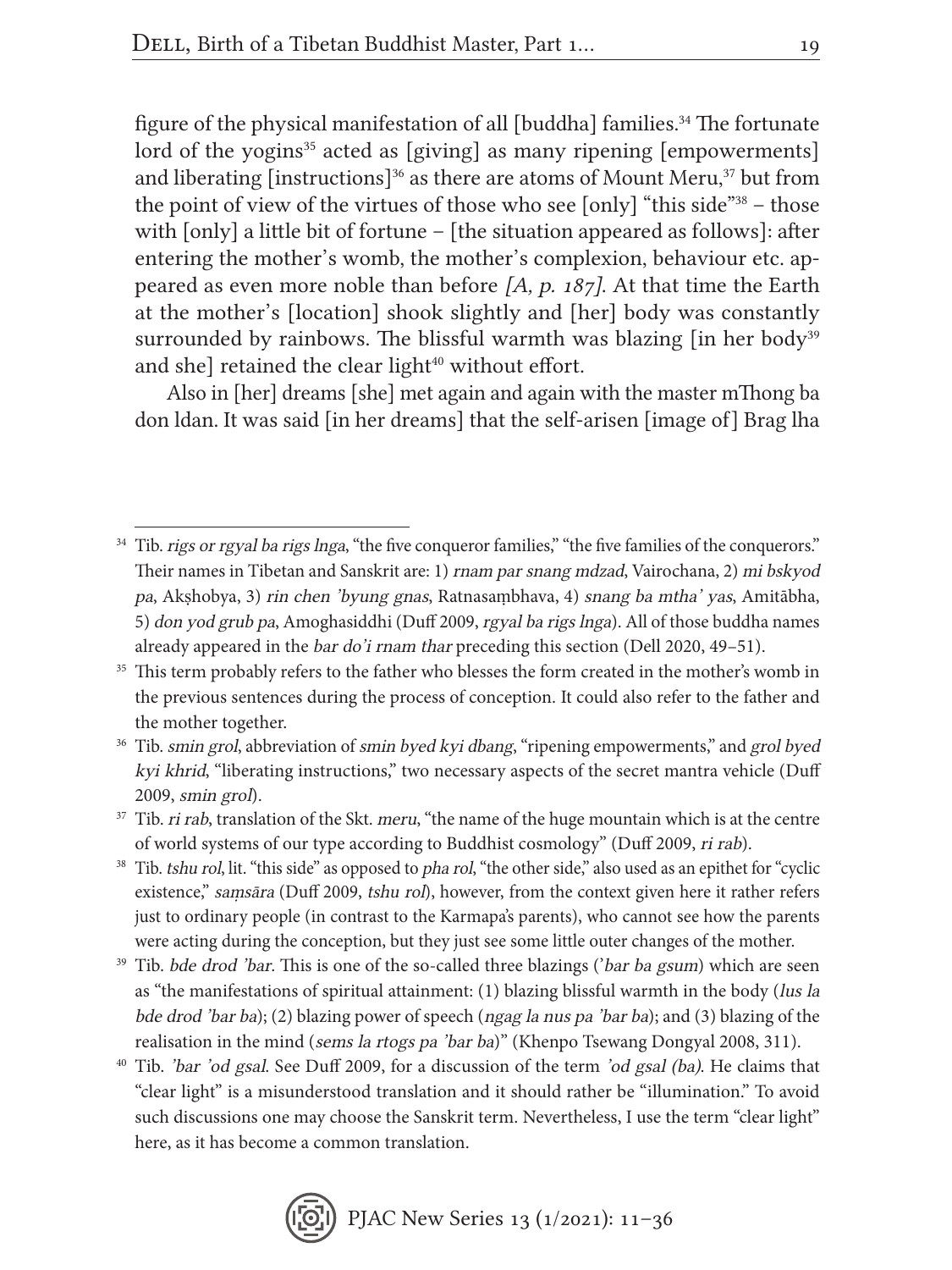figure of the physical manifestation of all [buddha] families.[34] The fortunate lord of the yogins[35] acted as [giving] as many ripening [empowerments] and liberating [instructions][36] as there are atoms of Mount Meru,[37] but from the point of view of the virtues of those who see [only] "this side"[38] – those with [only] a little bit of fortune – [the situation appeared as follows]: after entering the mother's womb, the mother's complexion, behaviour etc. appeared as even more noble than before *[A, p. 187]*. At that time the Earth at the mother's [location] shook slightly and [her] body was constantly surrounded by rainbows. The blissful warmth was blazing [in her body[39] and she] retained the clear light[40] without effort.

Also in [her] dreams [she] met again and again with the master mThong ba don ldan. It was said [in her dreams] that the self-arisen [image of] Brag lha

---

[34] Tib. *rigs or rgyal ba rigs lnga*, "the five conqueror families," "the five families of the conquerors." Their names in Tibetan and Sanskrit are: 1) *rnam par snang mdzad*, Vairochana, 2) *mi bskyod pa*, Akṣhobya, 3) *rin chen 'byung gnas*, Ratnasaṃbhava, 4) *snang ba mtha' yas*, Amitābha, 5) *don yod grub pa*, Amoghasiddhi (Duff 2009, *rgyal ba rigs lnga*). All of those buddha names already appeared in the *bar do'i rnam thar* preceding this section (Dell 2020, 49–51).

[35] This term probably refers to the father who blesses the form created in the mother's womb in the previous sentences during the process of conception. It could also refer to the father and the mother together.

[36] Tib. *smin grol*, abbreviation of *smin byed kyi dbang*, "ripening empowerments," and *grol byed kyi khrid*, "liberating instructions," two necessary aspects of the secret mantra vehicle (Duff 2009, *smin grol*).

[37] Tib. *ri rab*, translation of the Skt. *meru*, "the name of the huge mountain which is at the centre of world systems of our type according to Buddhist cosmology" (Duff 2009, *ri rab*).

[38] Tib. *tshu rol*, lit. "this side" as opposed to *pha rol*, "the other side," also used as an epithet for "cyclic existence," *saṃsāra* (Duff 2009, *tshu rol*), however, from the context given here it rather refers just to ordinary people (in contrast to the Karmapa's parents), who cannot see how the parents were acting during the conception, but they just see some little outer changes of the mother.

[39] Tib. *bde drod 'bar*. This is one of the so-called three blazings (*'bar ba gsum*) which are seen as "the manifestations of spiritual attainment: (1) blazing blissful warmth in the body (*lus la bde drod 'bar ba*); (2) blazing power of speech (*ngag la nus pa 'bar ba*); and (3) blazing of the realisation in the mind (*sems la rtogs pa 'bar ba*)" (Khenpo Tsewang Dongyal 2008, 311).

[40] Tib. *'bar 'od gsal*. See Duff 2009, for a discussion of the term *'od gsal (ba)*. He claims that "clear light" is a misunderstood translation and it should rather be "illumination." To avoid such discussions one may choose the Sanskrit term. Nevertheless, I use the term "clear light" here, as it has become a common translation.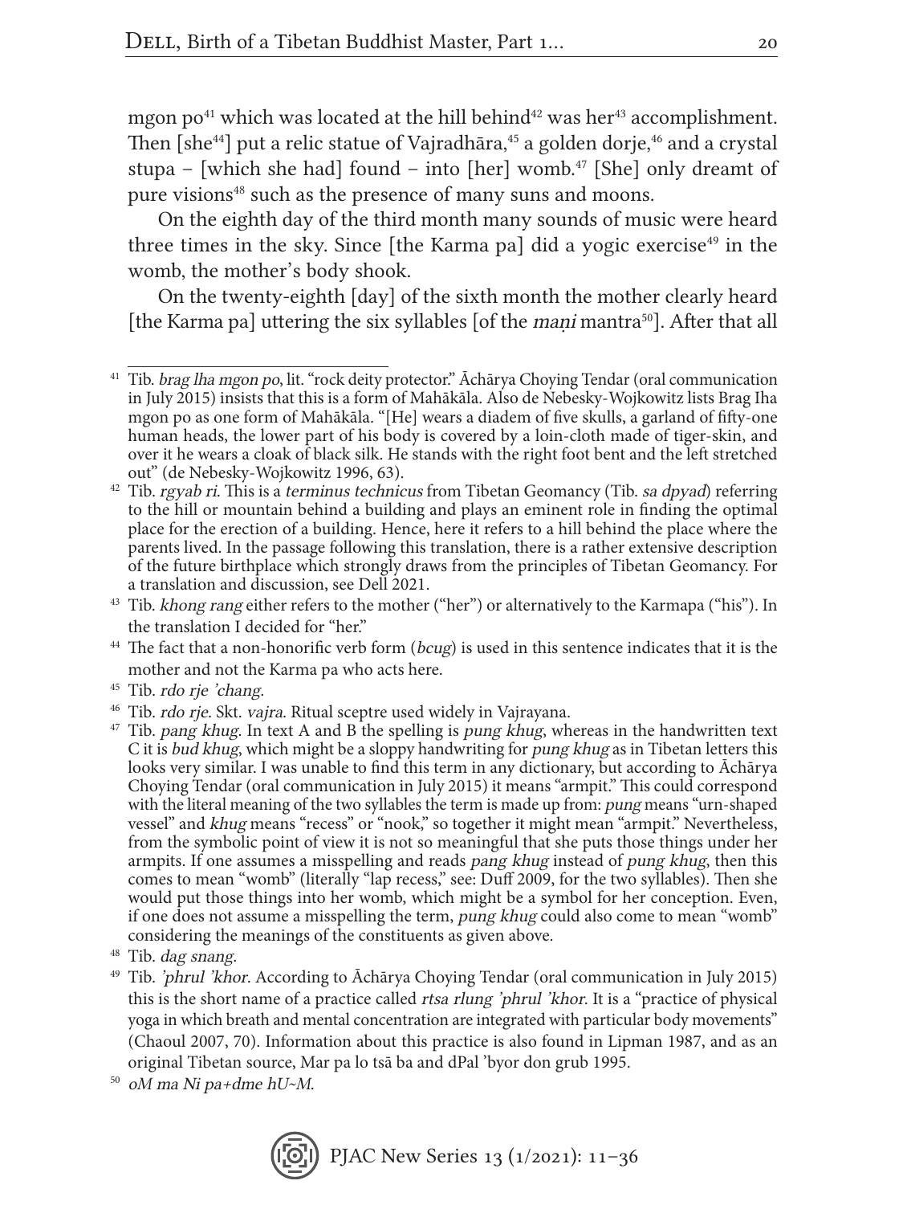mgon po[41] which was located at the hill behind[42] was her[43] accomplishment. Then [she[44]] put a relic statue of Vajradhāra,[45] a golden dorje,[46] and a crystal stupa – [which she had] found – into [her] womb.[47] [She] only dreamt of pure visions[48] such as the presence of many suns and moons.

On the eighth day of the third month many sounds of music were heard three times in the sky. Since [the Karma pa] did a yogic exercise[49] in the womb, the mother's body shook.

On the twenty-eighth [day] of the sixth month the mother clearly heard [the Karma pa] uttering the six syllables [of the *maṇi* mantra[50]]. After that all

---

[41] Tib. *brag lha mgon po*, lit. "rock deity protector." Ācharya Choying Tendar (oral communication in July 2015) insists that this is a form of Mahākāla. Also de Nebesky-Wojkowitz lists Brag Iha mgon po as one form of Mahākāla. "[He] wears a diadem of five skulls, a garland of fifty-one human heads, the lower part of his body is covered by a loin-cloth made of tiger-skin, and over it he wears a cloak of black silk. He stands with the right foot bent and the left stretched out" (de Nebesky-Wojkowitz 1996, 63).

[42] Tib. *rgyab ri*. This is a *terminus technicus* from Tibetan Geomancy (Tib. *sa dpyad*) referring to the hill or mountain behind a building and plays an eminent role in finding the optimal place for the erection of a building. Hence, here it refers to a hill behind the place where the parents lived. In the passage following this translation, there is a rather extensive description of the future birthplace which strongly draws from the principles of Tibetan Geomancy. For a translation and discussion, see Dell 2021.

[43] Tib. *khong rang* either refers to the mother ("her") or alternatively to the Karmapa ("his"). In the translation I decided for "her."

[44] The fact that a non-honorific verb form (*bcug*) is used in this sentence indicates that it is the mother and not the Karma pa who acts here.

[45] Tib. *rdo rje 'chang*.

[46] Tib. *rdo rje*. Skt. *vajra*. Ritual sceptre used widely in Vajrayana.

[47] Tib. *pang khug*. In text A and B the spelling is *pung khug*, whereas in the handwritten text C it is *bud khug*, which might be a sloppy handwriting for *pung khug* as in Tibetan letters this looks very similar. I was unable to find this term in any dictionary, but according to Ācharya Choying Tendar (oral communication in July 2015) it means "armpit." This could correspond with the literal meaning of the two syllables the term is made up from: *pung* means "urn-shaped vessel" and *khug* means "recess" or "nook," so together it might mean "armpit." Nevertheless, from the symbolic point of view it is not so meaningful that she puts those things under her armpits. If one assumes a misspelling and reads *pang khug* instead of *pung khug*, then this comes to mean "womb" (literally "lap recess," see: Duff 2009, for the two syllables). Then she would put those things into her womb, which might be a symbol for her conception. Even, if one does not assume a misspelling the term, *pung khug* could also come to mean "womb" considering the meanings of the constituents as given above.

[48] Tib. *dag snang*.

[49] Tib. *'phrul 'khor*. According to Āchārya Choying Tendar (oral communication in July 2015) this is the short name of a practice called *rtsa rlung 'phrul 'khor*. It is a "practice of physical yoga in which breath and mental concentration are integrated with particular body movements" (Chaoul 2007, 70). Information about this practice is also found in Lipman 1987, and as an original Tibetan source, Mar pa lo tsā ba and dPal 'byor don grub 1995.

[50] *oM ma Ni pa+dme hU~M*.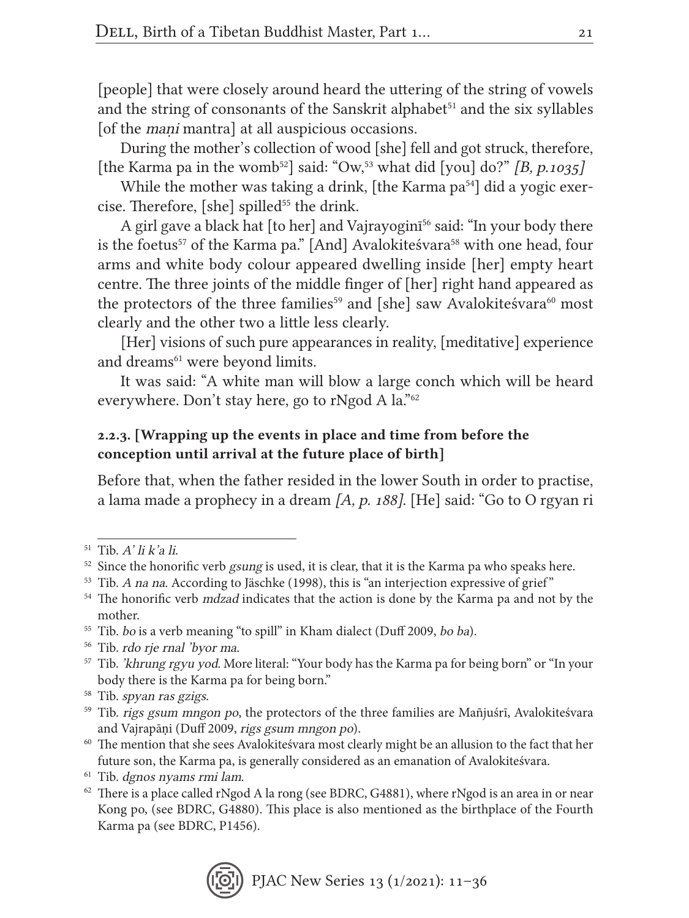[people] that were closely around heard the uttering of the string of vowels and the string of consonants of the Sanskrit alphabet[51] and the six syllables [of the *maṇi* mantra] at all auspicious occasions.

During the mother's collection of wood [she] fell and got struck, therefore, [the Karma pa in the womb[52]] said: "Ow,[53] what did [you] do?" *[B, p.1035]*

While the mother was taking a drink, [the Karma pa[54]] did a yogic exercise. Therefore, [she] spilled[55] the drink.

A girl gave a black hat [to her] and Vajrayoginī[56] said: "In your body there is the foetus[57] of the Karma pa." [And] Avalokiteśvara[58] with one head, four arms and white body colour appeared dwelling inside [her] empty heart centre. The three joints of the middle finger of [her] right hand appeared as the protectors of the three families[59] and [she] saw Avalokiteśvara[60] most clearly and the other two a little less clearly.

[Her] visions of such pure appearances in reality, [meditative] experience and dreams[61] were beyond limits.

It was said: "A white man will blow a large conch which will be heard everywhere. Don't stay here, go to rNgod A la."[62]

### 2.2.3. [Wrapping up the events in place and time from before the conception until arrival at the future place of birth]

Before that, when the father resided in the lower South in order to practise, a lama made a prophecy in a dream *[A, p. 188]*. [He] said: "Go to O rgyan ri

---

[51] Tib. *A' li k'a li*.

[52] Since the honorific verb *gsung* is used, it is clear, that it is the Karma pa who speaks here.

[53] Tib. *A na na*. According to Jäschke (1998), this is "an interjection expressive of grief"

[54] The honorific verb *mdzad* indicates that the action is done by the Karma pa and not by the mother.

[55] Tib. *bo* is a verb meaning "to spill" in Kham dialect (Duff 2009, *bo ba*).

[56] Tib. *rdo rje rnal 'byor ma*.

[57] Tib. *'khrung rgyu yod*. More literal: "Your body has the Karma pa for being born" or "In your body there is the Karma pa for being born."

[58] Tib. *spyan ras gzigs*.

[59] Tib. *rigs gsum mngon po*, the protectors of the three families are Mañjuśrī, Avalokiteśvara and Vajrapāṇi (Duff 2009, *rigs gsum mngon po*).

[60] The mention that she sees Avalokiteśvara most clearly might be an allusion to the fact that her future son, the Karma pa, is generally considered as an emanation of Avalokiteśvara.

[61] Tib. *dgnos nyams rmi lam*.

[62] There is a place called rNgod A la rong (see BDRC, G4881), where rNgod is an area in or near Kong po, (see BDRC, G4880). This place is also mentioned as the birthplace of the Fourth Karma pa (see BDRC, P1456).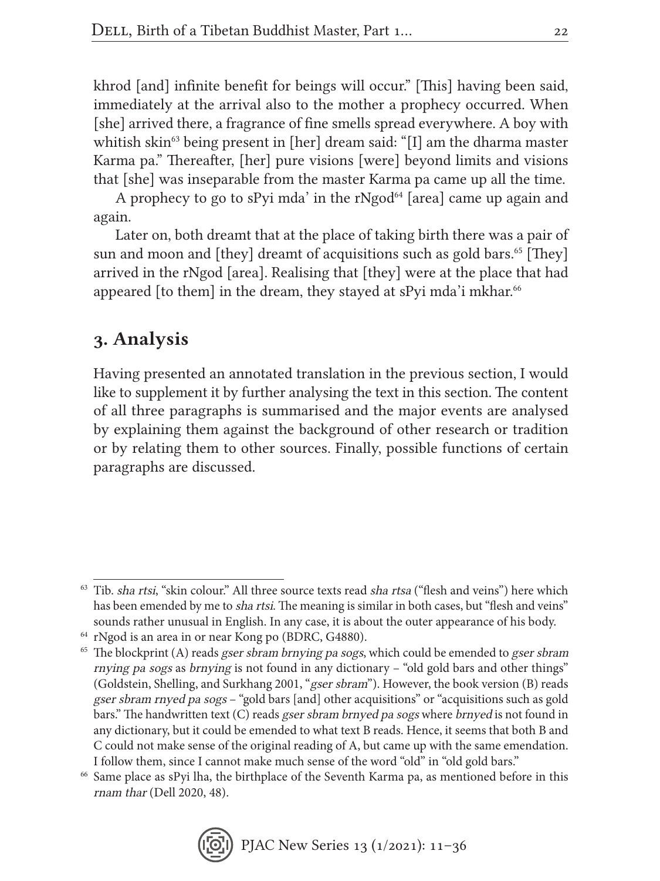khrod [and] infinite benefit for beings will occur." [This] having been said, immediately at the arrival also to the mother a prophecy occurred. When [she] arrived there, a fragrance of fine smells spread everywhere. A boy with whitish skin[63] being present in [her] dream said: "[I] am the dharma master Karma pa." Thereafter, [her] pure visions [were] beyond limits and visions that [she] was inseparable from the master Karma pa came up all the time.

A prophecy to go to sPyi mda' in the rNgod[64] [area] came up again and again.

Later on, both dreamt that at the place of taking birth there was a pair of sun and moon and [they] dreamt of acquisitions such as gold bars.[65] [They] arrived in the rNgod [area]. Realising that [they] were at the place that had appeared [to them] in the dream, they stayed at sPyi mda'i mkhar.[66]

## 3. Analysis

Having presented an annotated translation in the previous section, I would like to supplement it by further analysing the text in this section. The content of all three paragraphs is summarised and the major events are analysed by explaining them against the background of other research or tradition or by relating them to other sources. Finally, possible functions of certain paragraphs are discussed.

---

[63] Tib. *sha rtsi*, "skin colour." All three source texts read *sha rtsa* ("flesh and veins") here which has been emended by me to *sha rtsi*. The meaning is similar in both cases, but "flesh and veins" sounds rather unusual in English. In any case, it is about the outer appearance of his body.

[64] rNgod is an area in or near Kong po (BDRC, G4880).

[65] The blockprint (A) reads *gser sbram brnying pa sogs*, which could be emended to *gser sbram rnying pa sogs* as *brnying* is not found in any dictionary – "old gold bars and other things" (Goldstein, Shelling, and Surkhang 2001, "*gser sbram*"). However, the book version (B) reads *gser sbram rnyed pa sogs* – "gold bars [and] other acquisitions" or "acquisitions such as gold bars." The handwritten text (C) reads *gser sbram brnyed pa sogs* where *brnyed* is not found in any dictionary, but it could be emended to what text B reads. Hence, it seems that both B and C could not make sense of the original reading of A, but came up with the same emendation. I follow them, since I cannot make much sense of the word "old" in "old gold bars."

[66] Same place as sPyi lha, the birthplace of the Seventh Karma pa, as mentioned before in this *rnam thar* (Dell 2020, 48).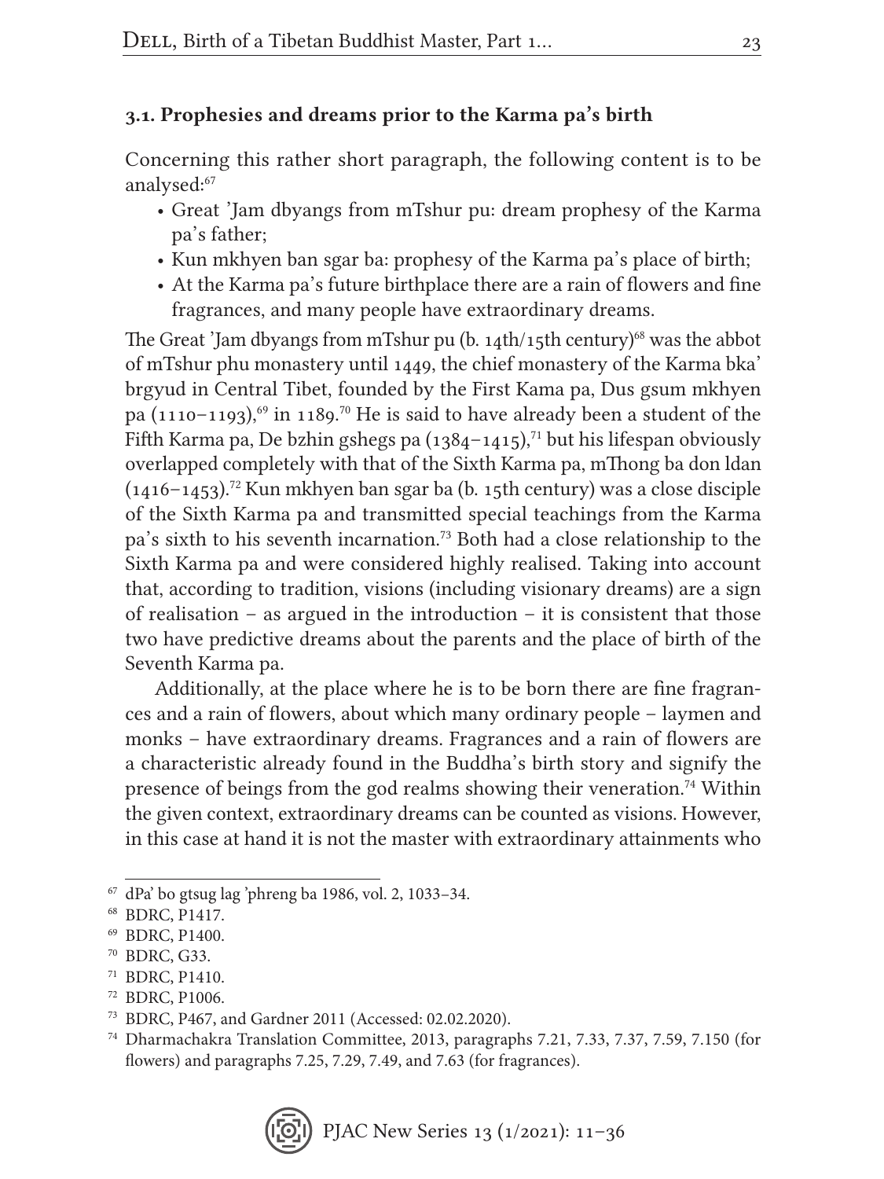### 3.1. Prophesies and dreams prior to the Karma pa's birth

Concerning this rather short paragraph, the following content is to be analysed:[67]

- Great 'Jam dbyangs from mTshur pu: dream prophesy of the Karma pa's father;
- Kun mkhyen ban sgar ba: prophesy of the Karma pa's place of birth;
- At the Karma pa's future birthplace there are a rain of flowers and fine fragrances, and many people have extraordinary dreams.

The Great 'Jam dbyangs from mTshur pu (b. 14th/15th century)[68] was the abbot of mTshur phu monastery until 1449, the chief monastery of the Karma bka' brgyud in Central Tibet, founded by the First Kama pa, Dus gsum mkhyen pa (1110–1193),[69] in 1189.[70] He is said to have already been a student of the Fifth Karma pa, De bzhin gshegs pa (1384–1415),[71] but his lifespan obviously overlapped completely with that of the Sixth Karma pa, mThong ba don ldan (1416–1453).[72] Kun mkhyen ban sgar ba (b. 15th century) was a close disciple of the Sixth Karma pa and transmitted special teachings from the Karma pa's sixth to his seventh incarnation.[73] Both had a close relationship to the Sixth Karma pa and were considered highly realised. Taking into account that, according to tradition, visions (including visionary dreams) are a sign of realisation – as argued in the introduction – it is consistent that those two have predictive dreams about the parents and the place of birth of the Seventh Karma pa.

Additionally, at the place where he is to be born there are fine fragrances and a rain of flowers, about which many ordinary people – laymen and monks – have extraordinary dreams. Fragrances and a rain of flowers are a characteristic already found in the Buddha's birth story and signify the presence of beings from the god realms showing their veneration.[74] Within the given context, extraordinary dreams can be counted as visions. However, in this case at hand it is not the master with extraordinary attainments who

---

[67] dPa' bo gtsug lag 'phreng ba 1986, vol. 2, 1033–34.

[68] BDRC, P1417.

[69] BDRC, P1400.

[70] BDRC, G33.

[71] BDRC, P1410.

[72] BDRC, P1006.

[73] BDRC, P467, and Gardner 2011 (Accessed: 02.02.2020).

[74] Dharmachakra Translation Committee, 2013, paragraphs 7.21, 7.33, 7.37, 7.59, 7.150 (for flowers) and paragraphs 7.25, 7.29, 7.49, and 7.63 (for fragrances).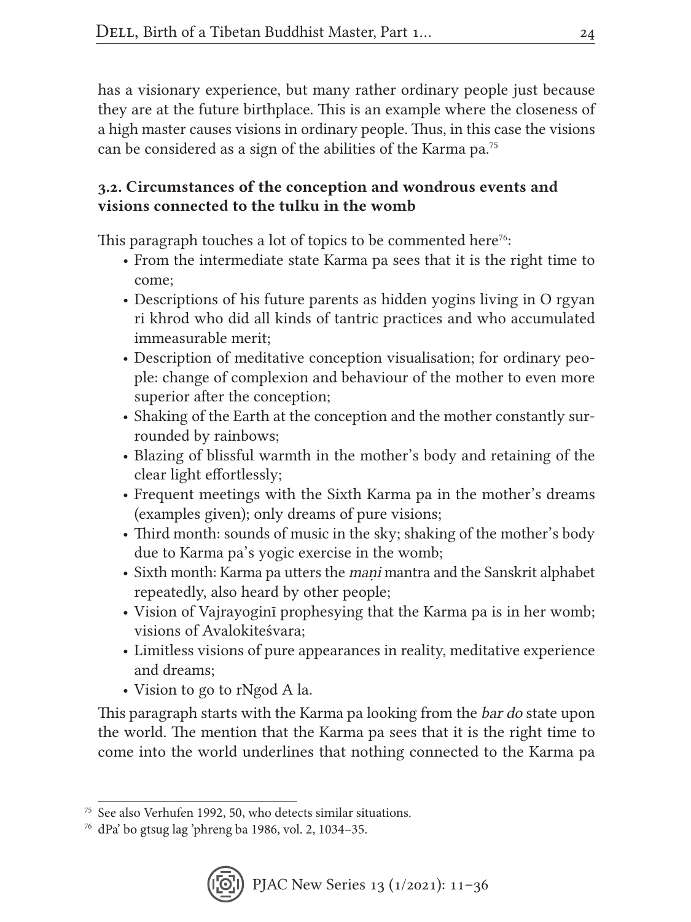has a visionary experience, but many rather ordinary people just because they are at the future birthplace. This is an example where the closeness of a high master causes visions in ordinary people. Thus, in this case the visions can be considered as a sign of the abilities of the Karma pa.[75]

### 3.2. Circumstances of the conception and wondrous events and visions connected to the tulku in the womb

This paragraph touches a lot of topics to be commented here[76]:

- From the intermediate state Karma pa sees that it is the right time to come;
- Descriptions of his future parents as hidden yogins living in O rgyan ri khrod who did all kinds of tantric practices and who accumulated immeasurable merit;
- Description of meditative conception visualisation; for ordinary people: change of complexion and behaviour of the mother to even more superior after the conception;
- Shaking of the Earth at the conception and the mother constantly surrounded by rainbows;
- Blazing of blissful warmth in the mother's body and retaining of the clear light effortlessly;
- Frequent meetings with the Sixth Karma pa in the mother's dreams (examples given); only dreams of pure visions;
- Third month: sounds of music in the sky; shaking of the mother's body due to Karma pa's yogic exercise in the womb;
- Sixth month: Karma pa utters the *maṇi* mantra and the Sanskrit alphabet repeatedly, also heard by other people;
- Vision of Vajrayoginī prophesying that the Karma pa is in her womb; visions of Avalokiteśvara;
- Limitless visions of pure appearances in reality, meditative experience and dreams;
- Vision to go to rNgod A la.

This paragraph starts with the Karma pa looking from the *bar do* state upon the world. The mention that the Karma pa sees that it is the right time to come into the world underlines that nothing connected to the Karma pa

[75] See also Verhufen 1992, 50, who detects similar situations.

[76] dPa' bo gtsug lag 'phreng ba 1986, vol. 2, 1034–35.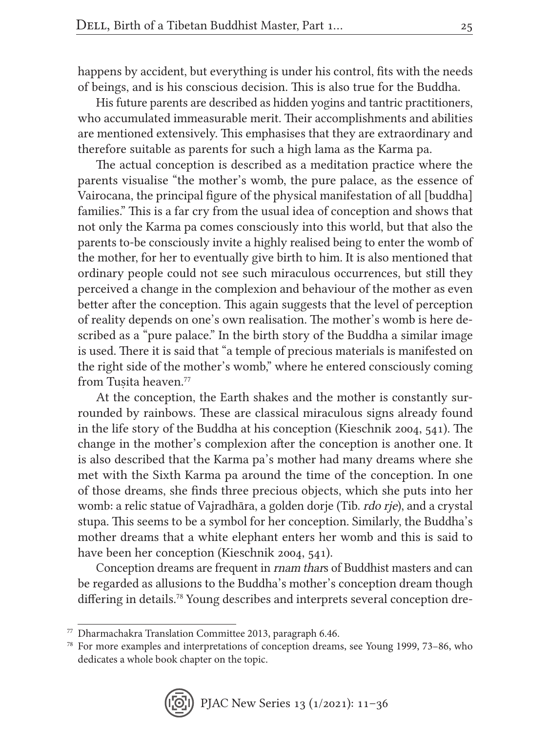happens by accident, but everything is under his control, fits with the needs of beings, and is his conscious decision. This is also true for the Buddha.

His future parents are described as hidden yogins and tantric practitioners, who accumulated immeasurable merit. Their accomplishments and abilities are mentioned extensively. This emphasises that they are extraordinary and therefore suitable as parents for such a high lama as the Karma pa.

The actual conception is described as a meditation practice where the parents visualise "the mother's womb, the pure palace, as the essence of Vairocana, the principal figure of the physical manifestation of all [buddha] families." This is a far cry from the usual idea of conception and shows that not only the Karma pa comes consciously into this world, but that also the parents to-be consciously invite a highly realised being to enter the womb of the mother, for her to eventually give birth to him. It is also mentioned that ordinary people could not see such miraculous occurrences, but still they perceived a change in the complexion and behaviour of the mother as even better after the conception. This again suggests that the level of perception of reality depends on one's own realisation. The mother's womb is here described as a "pure palace." In the birth story of the Buddha a similar image is used. There it is said that "a temple of precious materials is manifested on the right side of the mother's womb," where he entered consciously coming from Tuṣita heaven.[77]

At the conception, the Earth shakes and the mother is constantly surrounded by rainbows. These are classical miraculous signs already found in the life story of the Buddha at his conception (Kieschnik 2004, 541). The change in the mother's complexion after the conception is another one. It is also described that the Karma pa's mother had many dreams where she met with the Sixth Karma pa around the time of the conception. In one of those dreams, she finds three precious objects, which she puts into her womb: a relic statue of Vajradhāra, a golden dorje (Tib. *rdo rje*), and a crystal stupa. This seems to be a symbol for her conception. Similarly, the Buddha's mother dreams that a white elephant enters her womb and this is said to have been her conception (Kieschnik 2004, 541).

Conception dreams are frequent in *rnam thar*s of Buddhist masters and can be regarded as allusions to the Buddha's mother's conception dream though differing in details.[78] Young describes and interprets several conception dre-

---

[77] Dharmachakra Translation Committee 2013, paragraph 6.46.

[78] For more examples and interpretations of conception dreams, see Young 1999, 73–86, who dedicates a whole book chapter on the topic.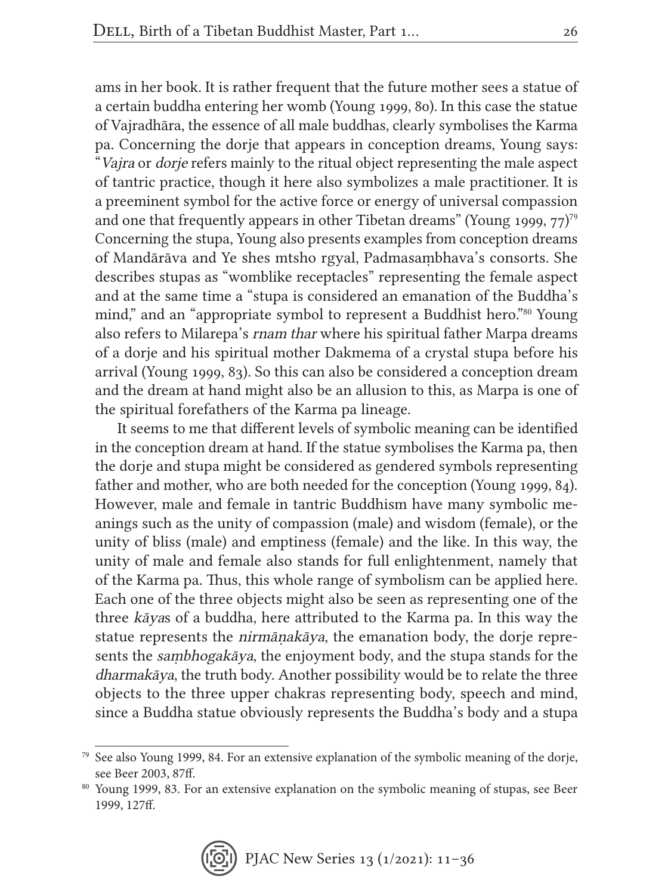ams in her book. It is rather frequent that the future mother sees a statue of a certain buddha entering her womb (Young 1999, 80). In this case the statue of Vajradhāra, the essence of all male buddhas, clearly symbolises the Karma pa. Concerning the dorje that appears in conception dreams, Young says: "*Vajra* or *dorje* refers mainly to the ritual object representing the male aspect of tantric practice, though it here also symbolizes a male practitioner. It is a preeminent symbol for the active force or energy of universal compassion and one that frequently appears in other Tibetan dreams" (Young 1999, 77)[79] Concerning the stupa, Young also presents examples from conception dreams of Mandārāva and Ye shes mtsho rgyal, Padmasaṃbhava's consorts. She describes stupas as "womblike receptacles" representing the female aspect and at the same time a "stupa is considered an emanation of the Buddha's mind," and an "appropriate symbol to represent a Buddhist hero."[80] Young also refers to Milarepa's *rnam thar* where his spiritual father Marpa dreams of a dorje and his spiritual mother Dakmema of a crystal stupa before his arrival (Young 1999, 83). So this can also be considered a conception dream and the dream at hand might also be an allusion to this, as Marpa is one of the spiritual forefathers of the Karma pa lineage.

It seems to me that different levels of symbolic meaning can be identified in the conception dream at hand. If the statue symbolises the Karma pa, then the dorje and stupa might be considered as gendered symbols representing father and mother, who are both needed for the conception (Young 1999, 84). However, male and female in tantric Buddhism have many symbolic meanings such as the unity of compassion (male) and wisdom (female), or the unity of bliss (male) and emptiness (female) and the like. In this way, the unity of male and female also stands for full enlightenment, namely that of the Karma pa. Thus, this whole range of symbolism can be applied here. Each one of the three objects might also be seen as representing one of the three *kāya*s of a buddha, here attributed to the Karma pa. In this way the statue represents the *nirmāṇakāya*, the emanation body, the dorje represents the *saṃbhogakāya*, the enjoyment body, and the stupa stands for the *dharmakāya*, the truth body. Another possibility would be to relate the three objects to the three upper chakras representing body, speech and mind, since a Buddha statue obviously represents the Buddha's body and a stupa

---

[79] See also Young 1999, 84. For an extensive explanation of the symbolic meaning of the dorje, see Beer 2003, 87ff.

[80] Young 1999, 83. For an extensive explanation on the symbolic meaning of stupas, see Beer 1999, 127ff.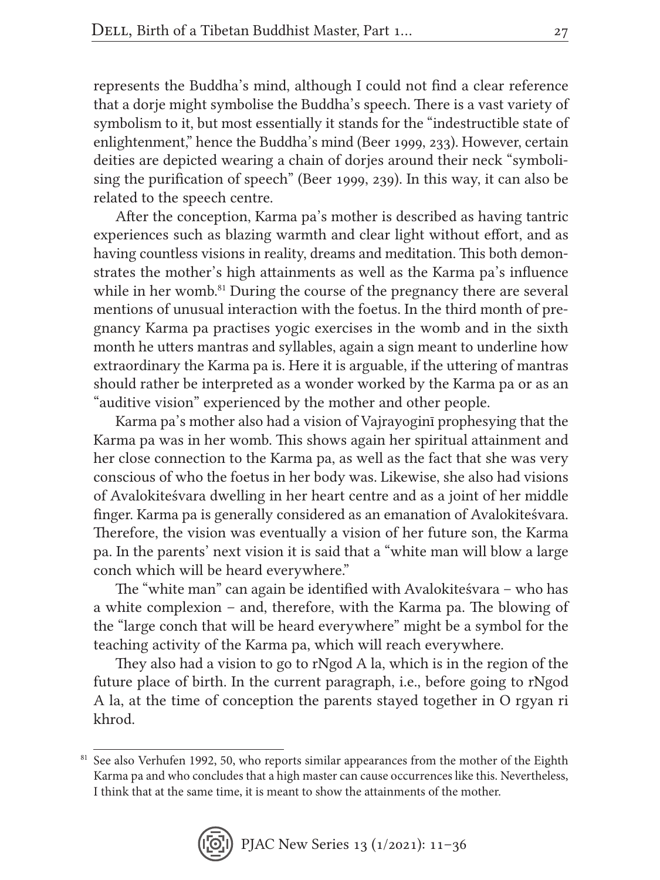represents the Buddha's mind, although I could not find a clear reference that a dorje might symbolise the Buddha's speech. There is a vast variety of symbolism to it, but most essentially it stands for the "indestructible state of enlightenment," hence the Buddha's mind (Beer 1999, 233). However, certain deities are depicted wearing a chain of dorjes around their neck "symbolising the purification of speech" (Beer 1999, 239). In this way, it can also be related to the speech centre.

After the conception, Karma pa's mother is described as having tantric experiences such as blazing warmth and clear light without effort, and as having countless visions in reality, dreams and meditation. This both demonstrates the mother's high attainments as well as the Karma pa's influence while in her womb.[81] During the course of the pregnancy there are several mentions of unusual interaction with the foetus. In the third month of pregnancy Karma pa practises yogic exercises in the womb and in the sixth month he utters mantras and syllables, again a sign meant to underline how extraordinary the Karma pa is. Here it is arguable, if the uttering of mantras should rather be interpreted as a wonder worked by the Karma pa or as an "auditive vision" experienced by the mother and other people.

Karma pa's mother also had a vision of Vajrayoginī prophesying that the Karma pa was in her womb. This shows again her spiritual attainment and her close connection to the Karma pa, as well as the fact that she was very conscious of who the foetus in her body was. Likewise, she also had visions of Avalokiteśvara dwelling in her heart centre and as a joint of her middle finger. Karma pa is generally considered as an emanation of Avalokiteśvara. Therefore, the vision was eventually a vision of her future son, the Karma pa. In the parents' next vision it is said that a "white man will blow a large conch which will be heard everywhere."

The "white man" can again be identified with Avalokiteśvara – who has a white complexion – and, therefore, with the Karma pa. The blowing of the "large conch that will be heard everywhere" might be a symbol for the teaching activity of the Karma pa, which will reach everywhere.

They also had a vision to go to rNgod A la, which is in the region of the future place of birth. In the current paragraph, i.e., before going to rNgod A la, at the time of conception the parents stayed together in O rgyan ri khrod.

[81] See also Verhufen 1992, 50, who reports similar appearances from the mother of the Eighth Karma pa and who concludes that a high master can cause occurrences like this. Nevertheless, I think that at the same time, it is meant to show the attainments of the mother.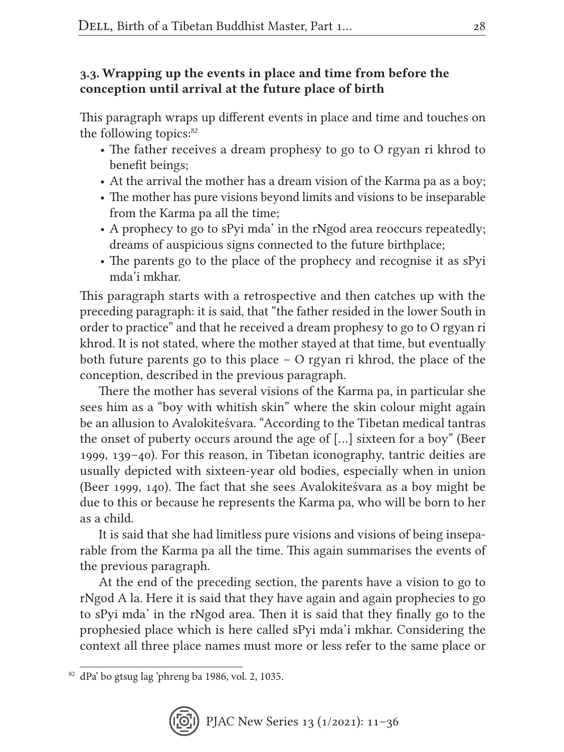### 3.3. Wrapping up the events in place and time from before the conception until arrival at the future place of birth

This paragraph wraps up different events in place and time and touches on the following topics:[82]

- The father receives a dream prophesy to go to O rgyan ri khrod to benefit beings;
- At the arrival the mother has a dream vision of the Karma pa as a boy;
- The mother has pure visions beyond limits and visions to be inseparable from the Karma pa all the time;
- A prophecy to go to sPyi mda' in the rNgod area reoccurs repeatedly; dreams of auspicious signs connected to the future birthplace;
- The parents go to the place of the prophecy and recognise it as sPyi mda'i mkhar.

This paragraph starts with a retrospective and then catches up with the preceding paragraph: it is said, that "the father resided in the lower South in order to practice" and that he received a dream prophesy to go to O rgyan ri khrod. It is not stated, where the mother stayed at that time, but eventually both future parents go to this place – O rgyan ri khrod, the place of the conception, described in the previous paragraph.

There the mother has several visions of the Karma pa, in particular she sees him as a "boy with whitish skin" where the skin colour might again be an allusion to Avalokiteśvara. "According to the Tibetan medical tantras the onset of puberty occurs around the age of [...] sixteen for a boy" (Beer 1999, 139–40). For this reason, in Tibetan iconography, tantric deities are usually depicted with sixteen-year old bodies, especially when in union (Beer 1999, 140). The fact that she sees Avalokiteśvara as a boy might be due to this or because he represents the Karma pa, who will be born to her as a child.

It is said that she had limitless pure visions and visions of being inseparable from the Karma pa all the time. This again summarises the events of the previous paragraph.

At the end of the preceding section, the parents have a vision to go to rNgod A la. Here it is said that they have again and again prophecies to go to sPyi mda' in the rNgod area. Then it is said that they finally go to the prophesied place which is here called sPyi mda'i mkhar. Considering the context all three place names must more or less refer to the same place or

[82] dPa' bo gtsug lag 'phreng ba 1986, vol. 2, 1035.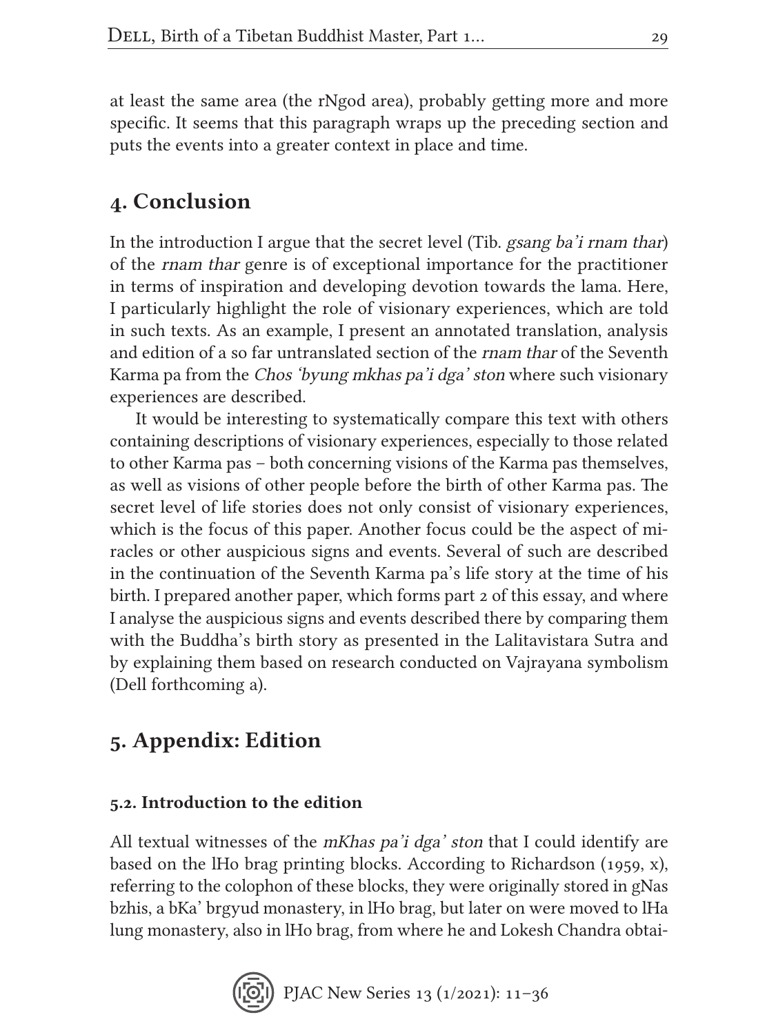at least the same area (the rNgod area), probably getting more and more specific. It seems that this paragraph wraps up the preceding section and puts the events into a greater context in place and time.

## 4. Conclusion

In the introduction I argue that the secret level (Tib. *gsang ba'i rnam thar*) of the *rnam thar* genre is of exceptional importance for the practitioner in terms of inspiration and developing devotion towards the lama. Here, I particularly highlight the role of visionary experiences, which are told in such texts. As an example, I present an annotated translation, analysis and edition of a so far untranslated section of the *rnam thar* of the Seventh Karma pa from the *Chos 'byung mkhas pa'i dga' ston* where such visionary experiences are described.

It would be interesting to systematically compare this text with others containing descriptions of visionary experiences, especially to those related to other Karma pas – both concerning visions of the Karma pas themselves, as well as visions of other people before the birth of other Karma pas. The secret level of life stories does not only consist of visionary experiences, which is the focus of this paper. Another focus could be the aspect of miracles or other auspicious signs and events. Several of such are described in the continuation of the Seventh Karma pa's life story at the time of his birth. I prepared another paper, which forms part 2 of this essay, and where I analyse the auspicious signs and events described there by comparing them with the Buddha's birth story as presented in the Lalitavistara Sutra and by explaining them based on research conducted on Vajrayana symbolism (Dell forthcoming a).

## 5. Appendix: Edition

### 5.2. Introduction to the edition

All textual witnesses of the *mKhas pa'i dga' ston* that I could identify are based on the lHo brag printing blocks. According to Richardson (1959, x), referring to the colophon of these blocks, they were originally stored in gNas bzhis, a bKa' brgyud monastery, in lHo brag, but later on were moved to lHa lung monastery, also in lHo brag, from where he and Lokesh Chandra obtai-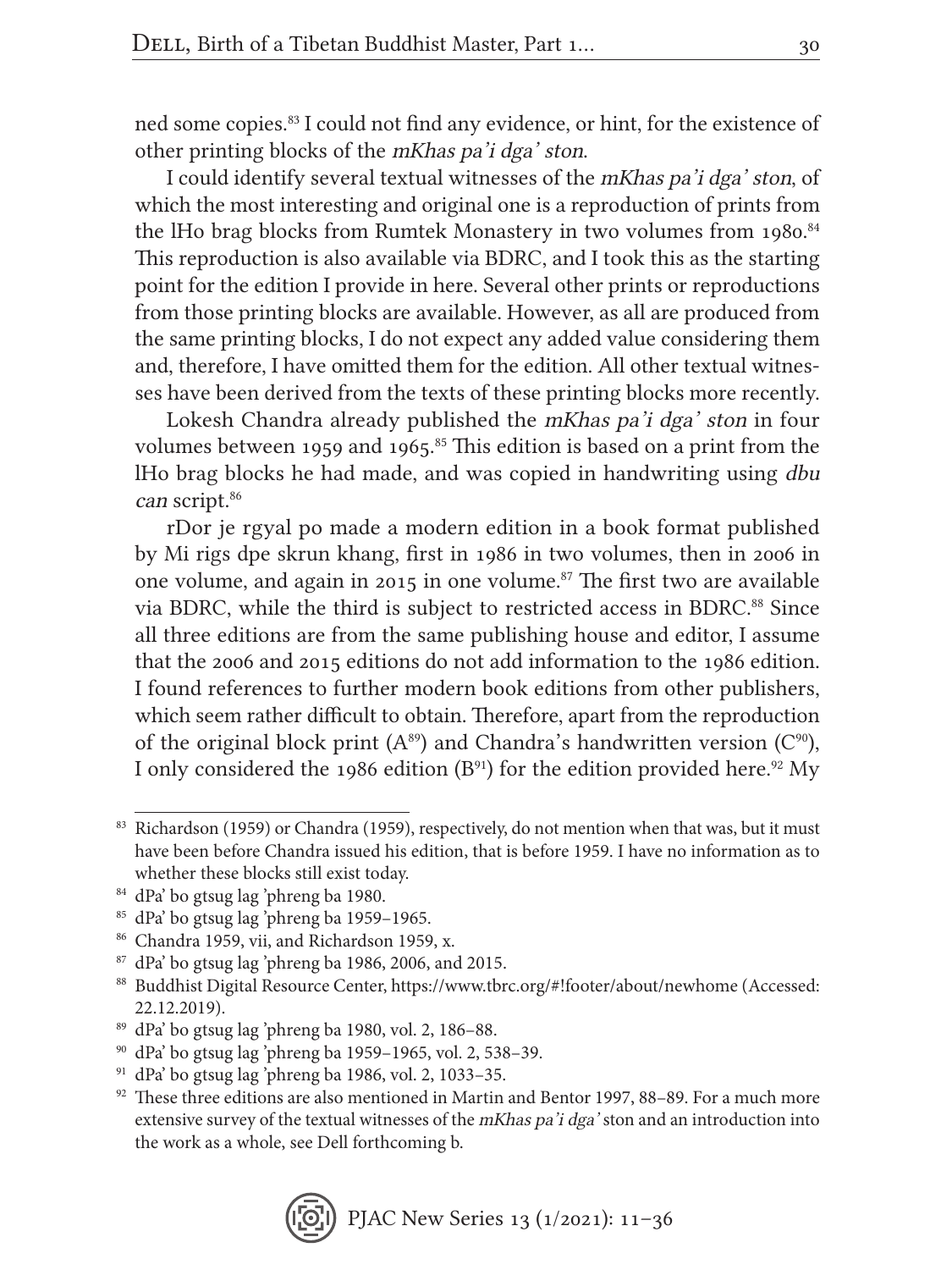ned some copies.[83] I could not find any evidence, or hint, for the existence of other printing blocks of the *mKhas pa'i dga' ston*.

I could identify several textual witnesses of the *mKhas pa'i dga' ston*, of which the most interesting and original one is a reproduction of prints from the lHo brag blocks from Rumtek Monastery in two volumes from 1980.[84] This reproduction is also available via BDRC, and I took this as the starting point for the edition I provide in here. Several other prints or reproductions from those printing blocks are available. However, as all are produced from the same printing blocks, I do not expect any added value considering them and, therefore, I have omitted them for the edition. All other textual witnesses have been derived from the texts of these printing blocks more recently.

Lokesh Chandra already published the *mKhas pa'i dga' ston* in four volumes between 1959 and 1965.[85] This edition is based on a print from the lHo brag blocks he had made, and was copied in handwriting using *dbu can* script.[86]

rDor je rgyal po made a modern edition in a book format published by Mi rigs dpe skrun khang, first in 1986 in two volumes, then in 2006 in one volume, and again in 2015 in one volume.[87] The first two are available via BDRC, while the third is subject to restricted access in BDRC.[88] Since all three editions are from the same publishing house and editor, I assume that the 2006 and 2015 editions do not add information to the 1986 edition. I found references to further modern book editions from other publishers, which seem rather difficult to obtain. Therefore, apart from the reproduction of the original block print (A[89]) and Chandra's handwritten version (C[90]), I only considered the 1986 edition (B[91]) for the edition provided here.[92] My

---

[83] Richardson (1959) or Chandra (1959), respectively, do not mention when that was, but it must have been before Chandra issued his edition, that is before 1959. I have no information as to whether these blocks still exist today.

[84] dPa' bo gtsug lag 'phreng ba 1980.

[85] dPa' bo gtsug lag 'phreng ba 1959–1965.

[86] Chandra 1959, vii, and Richardson 1959, x.

[87] dPa' bo gtsug lag 'phreng ba 1986, 2006, and 2015.

[88] Buddhist Digital Resource Center, https://www.tbrc.org/#!footer/about/newhome (Accessed: 22.12.2019).

[89] dPa' bo gtsug lag 'phreng ba 1980, vol. 2, 186–88.

[90] dPa' bo gtsug lag 'phreng ba 1959–1965, vol. 2, 538–39.

[91] dPa' bo gtsug lag 'phreng ba 1986, vol. 2, 1033–35.

[92] These three editions are also mentioned in Martin and Bentor 1997, 88–89. For a much more extensive survey of the textual witnesses of the *mKhas pa'i dga'* ston and an introduction into the work as a whole, see Dell forthcoming b.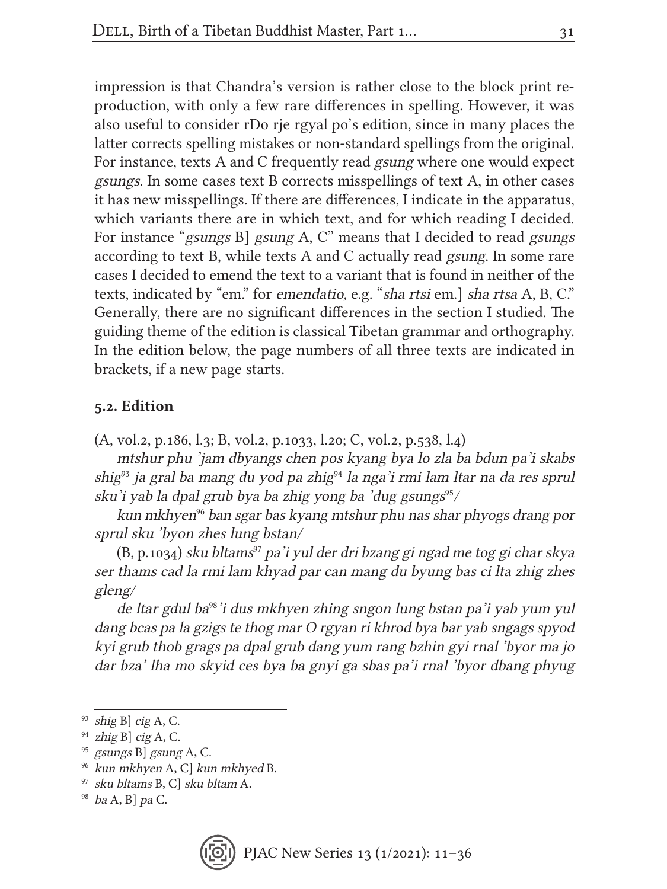impression is that Chandra's version is rather close to the block print reproduction, with only a few rare differences in spelling. However, it was also useful to consider rDo rje rgyal po's edition, since in many places the latter corrects spelling mistakes or non-standard spellings from the original. For instance, texts A and C frequently read *gsung* where one would expect *gsungs*. In some cases text B corrects misspellings of text A, in other cases it has new misspellings. If there are differences, I indicate in the apparatus, which variants there are in which text, and for which reading I decided. For instance "*gsungs* B] *gsung* A, C" means that I decided to read *gsungs* according to text B, while texts A and C actually read *gsung*. In some rare cases I decided to emend the text to a variant that is found in neither of the texts, indicated by "em." for *emendatio,* e.g. "*sha rtsi* em.] *sha rtsa* A, B, C." Generally, there are no significant differences in the section I studied. The guiding theme of the edition is classical Tibetan grammar and orthography. In the edition below, the page numbers of all three texts are indicated in brackets, if a new page starts.

## 5.2. Edition

(A, vol.2, p.186, l.3; B, vol.2, p.1033, l.20; C, vol.2, p.538, l.4)

*mtshur phu 'jam dbyangs chen pos kyang bya lo zla ba bdun pa'i skabs shig*[93] *ja gral ba mang du yod pa zhig*[94] *la nga'i rmi lam ltar na da res sprul sku'i yab la dpal grub bya ba zhig yong ba 'dug gsungs*[95]*/*

*kun mkhyen*[96] *ban sgar bas kyang mtshur phu nas shar phyogs drang por sprul sku 'byon zhes lung bstan/*

(B, p.1034) *sku bltams*[97] *pa'i yul der dri bzang gi ngad me tog gi char skya ser thams cad la rmi lam khyad par can mang du byung bas ci lta zhig zhes gleng/*

*de ltar gdul ba*[98]*'i dus mkhyen zhing sngon lung bstan pa'i yab yum yul dang bcas pa la gzigs te thog mar O rgyan ri khrod bya bar yab sngags spyod kyi grub thob grags pa dpal grub dang yum rang bzhin gyi rnal 'byor ma jo dar bza' lha mo skyid ces bya ba gnyi ga sbas pa'i rnal 'byor dbang phyug*

---

[93] *shig* B] *cig* A, C.

[94] *zhig* B] *cig* A, C.

[95] *gsungs* B] *gsung* A, C.

[96] *kun mkhyen* A, C] *kun mkhyed* B.

[97] *sku bltams* B, C] *sku bltam* A.

[98] *ba* A, B] *pa* C.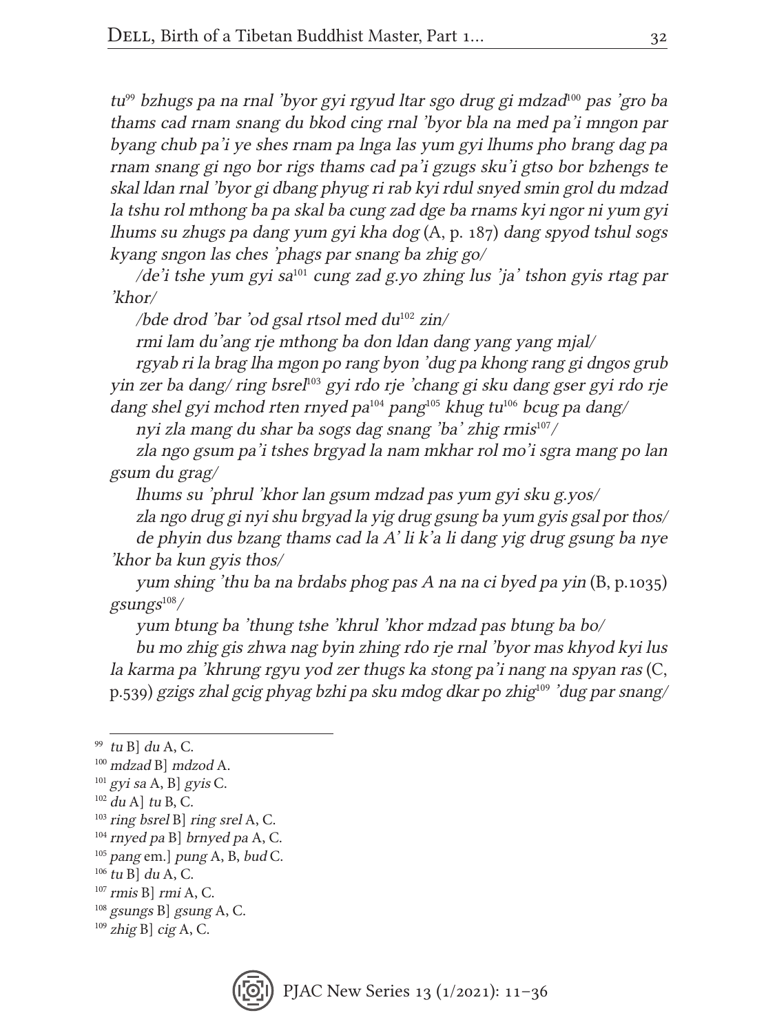*tu*[99] *bzhugs pa na rnal 'byor gyi rgyud ltar sgo drug gi mdzad*[100] *pas 'gro ba thams cad rnam snang du bkod cing rnal 'byor bla na med pa'i mngon par byang chub pa'i ye shes rnam pa lnga las yum gyi lhums pho brang dag pa rnam snang gi ngo bor rigs thams cad pa'i gzugs sku'i gtso bor bzhengs te skal ldan rnal 'byor gi dbang phyug ri rab kyi rdul snyed smin grol du mdzad la tshu rol mthong ba pa skal ba cung zad dge ba rnams kyi ngor ni yum gyi lhums su zhugs pa dang yum gyi kha dog* (A, p. 187) *dang spyod tshul sogs kyang sngon las ches 'phags par snang ba zhig go/*

*/de'i tshe yum gyi sa*[101] *cung zad g.yo zhing lus 'ja' tshon gyis rtag par 'khor/*

*/bde drod 'bar 'od gsal rtsol med du*[102] *zin/*

*rmi lam du'ang rje mthong ba don ldan dang yang yang mjal/*

*rgyab ri la brag lha mgon po rang byon 'dug pa khong rang gi dngos grub yin zer ba dang/ ring bsrel*[103] *gyi rdo rje 'chang gi sku dang gser gyi rdo rje dang shel gyi mchod rten rnyed pa*[104] *pang*[105] *khug tu*[106] *bcug pa dang/*

*nyi zla mang du shar ba sogs dag snang 'ba' zhig rmis*[107]*/*

*zla ngo gsum pa'i tshes brgyad la nam mkhar rol mo'i sgra mang po lan gsum du grag/*

*lhums su 'phrul 'khor lan gsum mdzad pas yum gyi sku g.yos/*

*zla ngo drug gi nyi shu brgyad la yig drug gsung ba yum gyis gsal por thos/*

*de phyin dus bzang thams cad la A' li k'a li dang yig drug gsung ba nye 'khor ba kun gyis thos/*

*yum shing 'thu ba na brdabs phog pas A na na ci byed pa yin* (B, p.1035) *gsungs*[108]*/*

*yum btung ba 'thung tshe 'khrul 'khor mdzad pas btung ba bo/*

*bu mo zhig gis zhwa nag byin zhing rdo rje rnal 'byor mas khyod kyi lus la karma pa 'khrung rgyu yod zer thugs ka stong pa'i nang na spyan ras* (C, p.539) *gzigs zhal gcig phyag bzhi pa sku mdog dkar po zhig*[109] *'dug par snang/*

---

[99] *tu* B] *du* A, C.

[100] *mdzad* B] *mdzod* A.

[101] *gyi sa* A, B] *gyis* C.

[102] *du* A] *tu* B, C.

[103] *ring bsrel* B] *ring srel* A, C.

[104] *rnyed pa* B] *brnyed pa* A, C.

[105] *pang* em.] *pung* A, B, *bud* C.

[106] *tu* B] *du* A, C.

[107] *rmis* B] *rmi* A, C.

[108] *gsungs* B] *gsung* A, C.

[109] *zhig* B] *cig* A, C.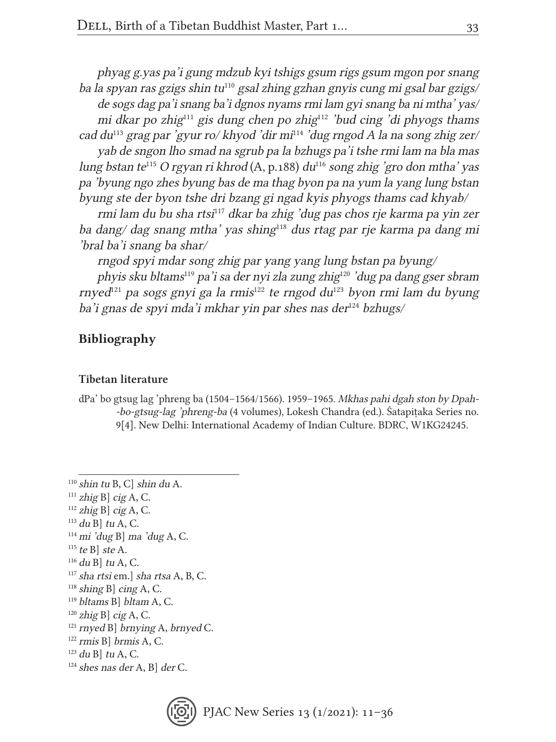*phyag g.yas pa'i gung mdzub kyi tshigs gsum rigs gsum mgon por snang ba la spyan ras gzigs shin tu*[110] *gsal zhing gzhan gnyis cung mi gsal bar gzigs/*

*de sogs dag pa'i snang ba'i dgnos nyams rmi lam gyi snang ba ni mtha' yas/*

*mi dkar po zhig*[111] *gis dung chen po zhig*[112] *'bud cing 'di phyogs thams cad du*[113] *grag par 'gyur ro/ khyod 'dir mi*[114] *'dug rngod A la na song zhig zer/*

*yab de sngon lho smad na sgrub pa la bzhugs pa'i tshe rmi lam na bla mas lung bstan te*[115] *O rgyan ri khrod* (A, p.188) *du*[116] *song zhig 'gro don mtha' yas pa 'byung ngo zhes byung bas de ma thag byon pa na yum la yang lung bstan byung ste der byon tshe dri bzang gi ngad kyis phyogs thams cad khyab/*

*rmi lam du bu sha rtsi*[117] *dkar ba zhig 'dug pas chos rje karma pa yin zer ba dang/ dag snang mtha' yas shing*[118] *dus rtag par rje karma pa dang mi 'bral ba'i snang ba shar/*

*rngod spyi mdar song zhig par yang yang lung bstan pa byung/*

*phyis sku bltams*[119] *pa'i sa der nyi zla zung zhig*[120] *'dug pa dang gser sbram rnyed*[121] *pa sogs gnyi ga la rmis*[122] *te rngod du*[123] *byon rmi lam du byung ba'i gnas de spyi mda'i mkhar yin par shes nas der*[124] *bzhugs/*

## Bibliography

### Tibetan literature

dPa' bo gtsug lag 'phreng ba (1504–1564/1566). 1959–1965. *Mkhas pahi dgah ston by Dpah--bo-gtsug-lag 'phreng-ba* (4 volumes), Lokesh Chandra (ed.). Śatapiṭaka Series no. 9[4]. New Delhi: International Academy of Indian Culture. BDRC, W1KG24245.

---

[110] *shin tu* B, C] *shin du* A.

[111] *zhig* B] *cig* A, C.

[112] *zhig* B] *cig* A, C.

[113] *du* B] *tu* A, C.

[114] *mi 'dug* B] *ma 'dug* A, C.

[115] *te* B] *ste* A.

[116] *du* B] *tu* A, C.

[117] *sha rtsi* em.] *sha rtsa* A, B, C.

[118] *shing* B] *cing* A, C.

[119] *bltams* B] *bltam* A, C.

[120] *zhig* B] *cig* A, C.

[121] *rnyed* B] *brnying* A, *brnyed* C.

[122] *rmis* B] *brmis* A, C.

[123] *du* B] *tu* A, C.

[124] *shes nas der* A, B] *der* C.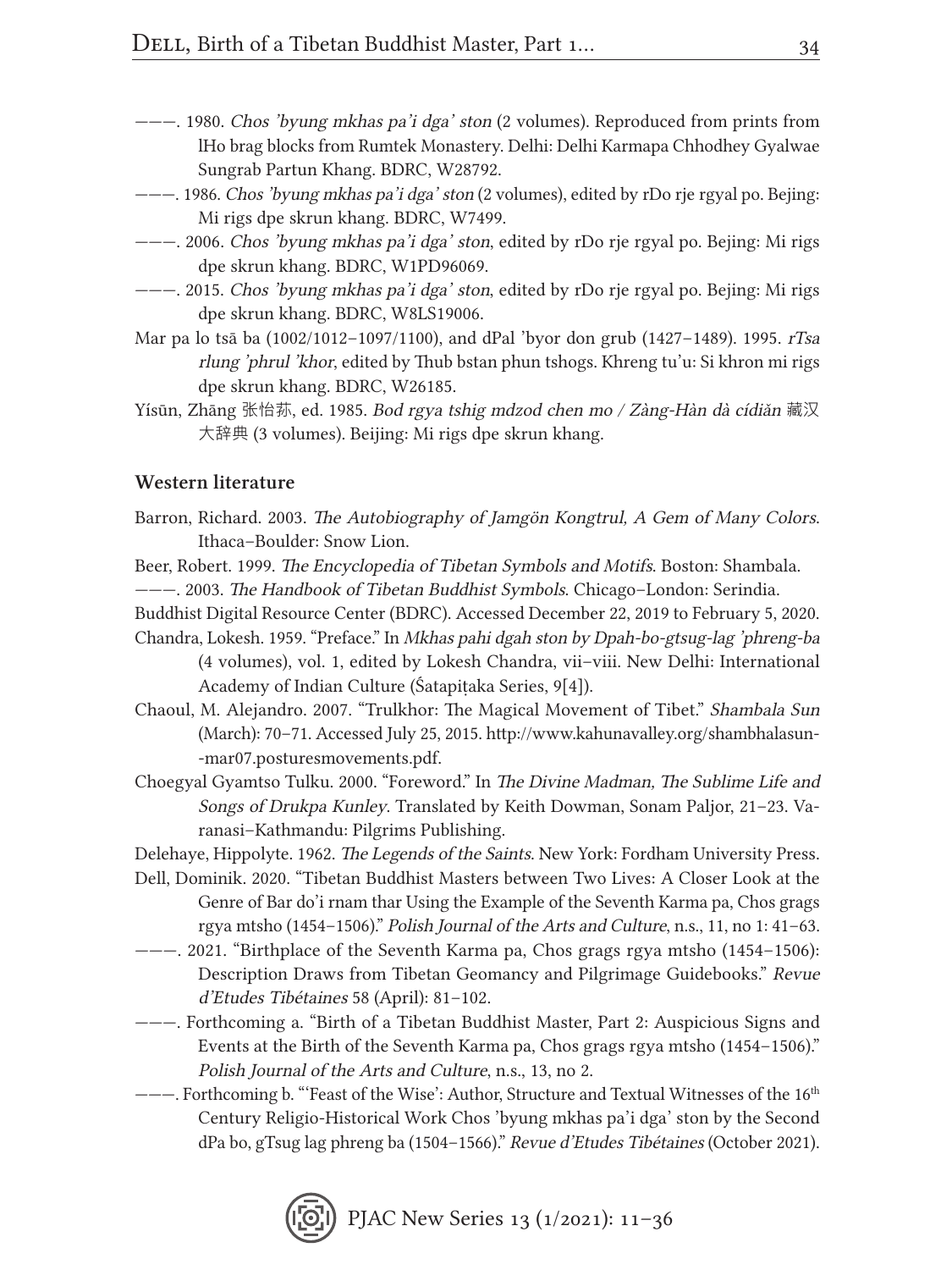———. 1980. *Chos 'byung mkhas pa'i dga' ston* (2 volumes). Reproduced from prints from lHo brag blocks from Rumtek Monastery. Delhi: Delhi Karmapa Chhodhey Gyalwae Sungrab Partun Khang. BDRC, W28792.

———. 1986. *Chos 'byung mkhas pa'i dga' ston* (2 volumes), edited by rDo rje rgyal po. Bejing: Mi rigs dpe skrun khang. BDRC, W7499.

———. 2006. *Chos 'byung mkhas pa'i dga' ston*, edited by rDo rje rgyal po. Bejing: Mi rigs dpe skrun khang. BDRC, W1PD96069.

———. 2015. *Chos 'byung mkhas pa'i dga' ston*, edited by rDo rje rgyal po. Bejing: Mi rigs dpe skrun khang. BDRC, W8LS19006.

Mar pa lo tsā ba (1002/1012–1097/1100), and dPal 'byor don grub (1427–1489). 1995. *rTsa rlung 'phrul 'khor*, edited by Thub bstan phun tshogs. Khreng tu'u: Si khron mi rigs dpe skrun khang. BDRC, W26185.

Yísūn, Zhāng 张怡荪, ed. 1985. *Bod rgya tshig mdzod chen mo / Zàng-Hàn dà cídiǎn* 藏汉大辞典 (3 volumes). Beijing: Mi rigs dpe skrun khang.

### Western literature

Barron, Richard. 2003. *The Autobiography of Jamgön Kongtrul, A Gem of Many Colors*. Ithaca–Boulder: Snow Lion.

Beer, Robert. 1999. *The Encyclopedia of Tibetan Symbols and Motifs*. Boston: Shambala.

———. 2003. *The Handbook of Tibetan Buddhist Symbols*. Chicago–London: Serindia.

Buddhist Digital Resource Center (BDRC). Accessed December 22, 2019 to February 5, 2020.

Chandra, Lokesh. 1959. "Preface." In *Mkhas pahi dgah ston by Dpah-bo-gtsug-lag 'phreng-ba* (4 volumes), vol. 1, edited by Lokesh Chandra, vii–viii. New Delhi: International Academy of Indian Culture (Śatapiṭaka Series, 9[4]).

Chaoul, M. Alejandro. 2007. "Trulkhor: The Magical Movement of Tibet." *Shambala Sun* (March): 70–71. Accessed July 25, 2015. http://www.kahunavalley.org/shambhalasun--mar07.posturesmovements.pdf.

Choegyal Gyamtso Tulku. 2000. "Foreword." In *The Divine Madman, The Sublime Life and Songs of Drukpa Kunley*. Translated by Keith Dowman, Sonam Paljor, 21–23. Varanasi–Kathmandu: Pilgrims Publishing.

Delehaye, Hippolyte. 1962. *The Legends of the Saints*. New York: Fordham University Press.

Dell, Dominik. 2020. "Tibetan Buddhist Masters between Two Lives: A Closer Look at the Genre of Bar do'i rnam thar Using the Example of the Seventh Karma pa, Chos grags rgya mtsho (1454–1506)." *Polish Journal of the Arts and Culture*, n.s., 11, no 1: 41–63.

———. 2021. "Birthplace of the Seventh Karma pa, Chos grags rgya mtsho (1454–1506): Description Draws from Tibetan Geomancy and Pilgrimage Guidebooks." *Revue d'Etudes Tibétaines* 58 (April): 81–102.

———. Forthcoming a. "Birth of a Tibetan Buddhist Master, Part 2: Auspicious Signs and Events at the Birth of the Seventh Karma pa, Chos grags rgya mtsho (1454–1506)." *Polish Journal of the Arts and Culture*, n.s., 13, no 2.

———. Forthcoming b. "'Feast of the Wise': Author, Structure and Textual Witnesses of the 16th Century Religio-Historical Work Chos 'byung mkhas pa'i dga' ston by the Second dPa bo, gTsug lag phreng ba (1504–1566)." *Revue d'Etudes Tibétaines* (October 2021).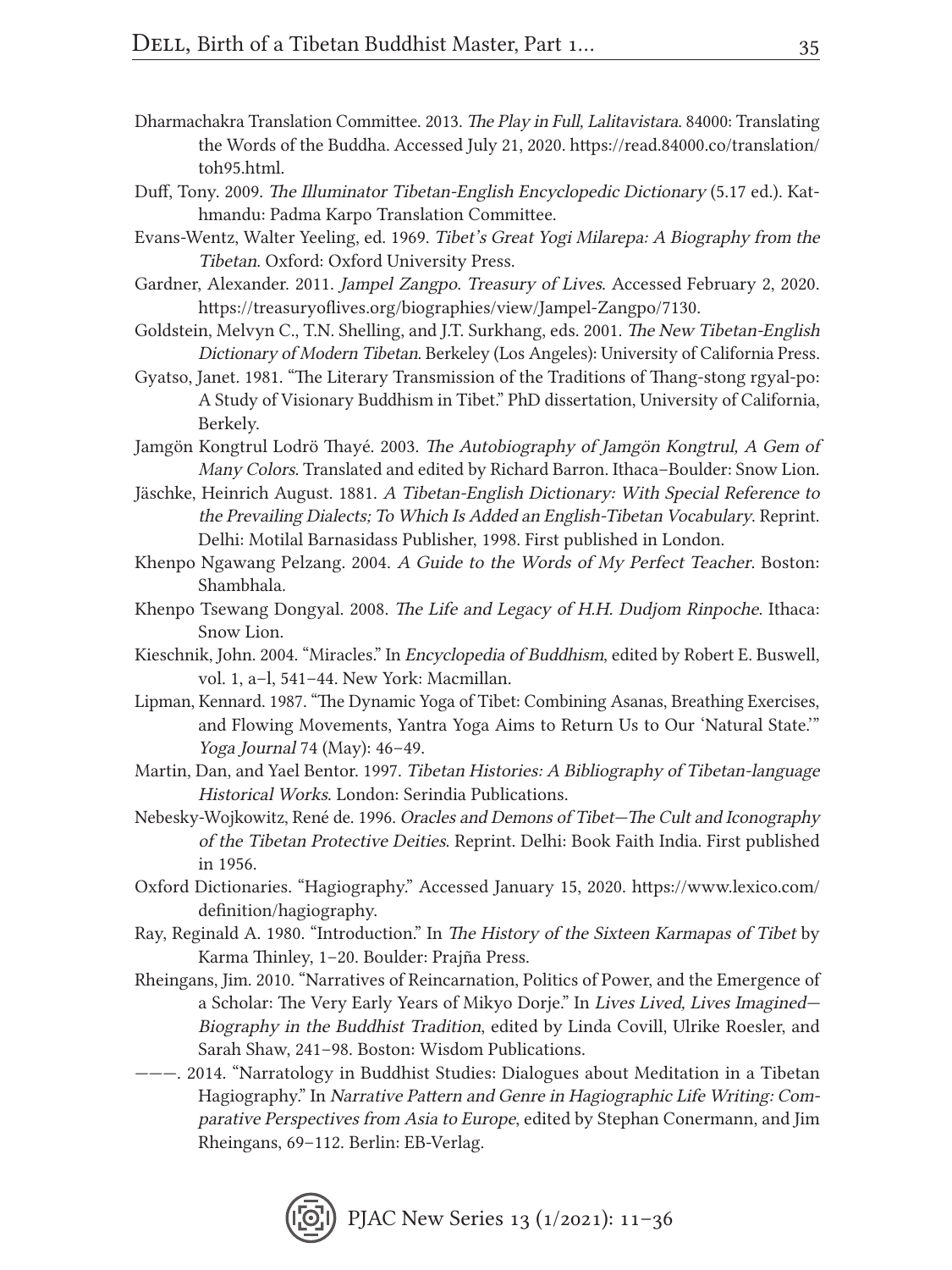Dharmachakra Translation Committee. 2013. *The Play in Full, Lalitavistara*. 84000: Translating the Words of the Buddha. Accessed July 21, 2020. https://read.84000.co/translation/toh95.html.

Duff, Tony. 2009. *The Illuminator Tibetan-English Encyclopedic Dictionary* (5.17 ed.). Kathmandu: Padma Karpo Translation Committee.

Evans-Wentz, Walter Yeeling, ed. 1969. *Tibet's Great Yogi Milarepa: A Biography from the Tibetan*. Oxford: Oxford University Press.

Gardner, Alexander. 2011. *Jampel Zangpo. Treasury of Lives*. Accessed February 2, 2020. https://treasuryoflives.org/biographies/view/Jampel-Zangpo/7130.

Goldstein, Melvyn C., T.N. Shelling, and J.T. Surkhang, eds. 2001. *The New Tibetan-English Dictionary of Modern Tibetan*. Berkeley (Los Angeles): University of California Press.

Gyatso, Janet. 1981. "The Literary Transmission of the Traditions of Thang-stong rgyal-po: A Study of Visionary Buddhism in Tibet." PhD dissertation, University of California, Berkely.

Jamgön Kongtrul Lodrö Thayé. 2003. *The Autobiography of Jamgön Kongtrul, A Gem of Many Colors*. Translated and edited by Richard Barron. Ithaca–Boulder: Snow Lion.

Jäschke, Heinrich August. 1881. *A Tibetan-English Dictionary: With Special Reference to the Prevailing Dialects; To Which Is Added an English-Tibetan Vocabulary*. Reprint. Delhi: Motilal Barnasidass Publisher, 1998. First published in London.

Khenpo Ngawang Pelzang. 2004. *A Guide to the Words of My Perfect Teacher*. Boston: Shambhala.

Khenpo Tsewang Dongyal. 2008. *The Life and Legacy of H.H. Dudjom Rinpoche*. Ithaca: Snow Lion.

Kieschnik, John. 2004. "Miracles." In *Encyclopedia of Buddhism*, edited by Robert E. Buswell, vol. 1, a–l, 541–44. New York: Macmillan.

Lipman, Kennard. 1987. "The Dynamic Yoga of Tibet: Combining Asanas, Breathing Exercises, and Flowing Movements, Yantra Yoga Aims to Return Us to Our 'Natural State.'" *Yoga Journal* 74 (May): 46–49.

Martin, Dan, and Yael Bentor. 1997. *Tibetan Histories: A Bibliography of Tibetan-language Historical Works*. London: Serindia Publications.

Nebesky-Wojkowitz, René de. 1996. *Oracles and Demons of Tibet—The Cult and Iconography of the Tibetan Protective Deities*. Reprint. Delhi: Book Faith India. First published in 1956.

Oxford Dictionaries. "Hagiography." Accessed January 15, 2020. https://www.lexico.com/definition/hagiography.

Ray, Reginald A. 1980. "Introduction." In *The History of the Sixteen Karmapas of Tibet* by Karma Thinley, 1–20. Boulder: Prajña Press.

Rheingans, Jim. 2010. "Narratives of Reincarnation, Politics of Power, and the Emergence of a Scholar: The Very Early Years of Mikyo Dorje." In *Lives Lived, Lives Imagined—Biography in the Buddhist Tradition*, edited by Linda Covill, Ulrike Roesler, and Sarah Shaw, 241–98. Boston: Wisdom Publications.

———. 2014. "Narratology in Buddhist Studies: Dialogues about Meditation in a Tibetan Hagiography." In *Narrative Pattern and Genre in Hagiographic Life Writing: Comparative Perspectives from Asia to Europe*, edited by Stephan Conermann, and Jim Rheingans, 69–112. Berlin: EB-Verlag.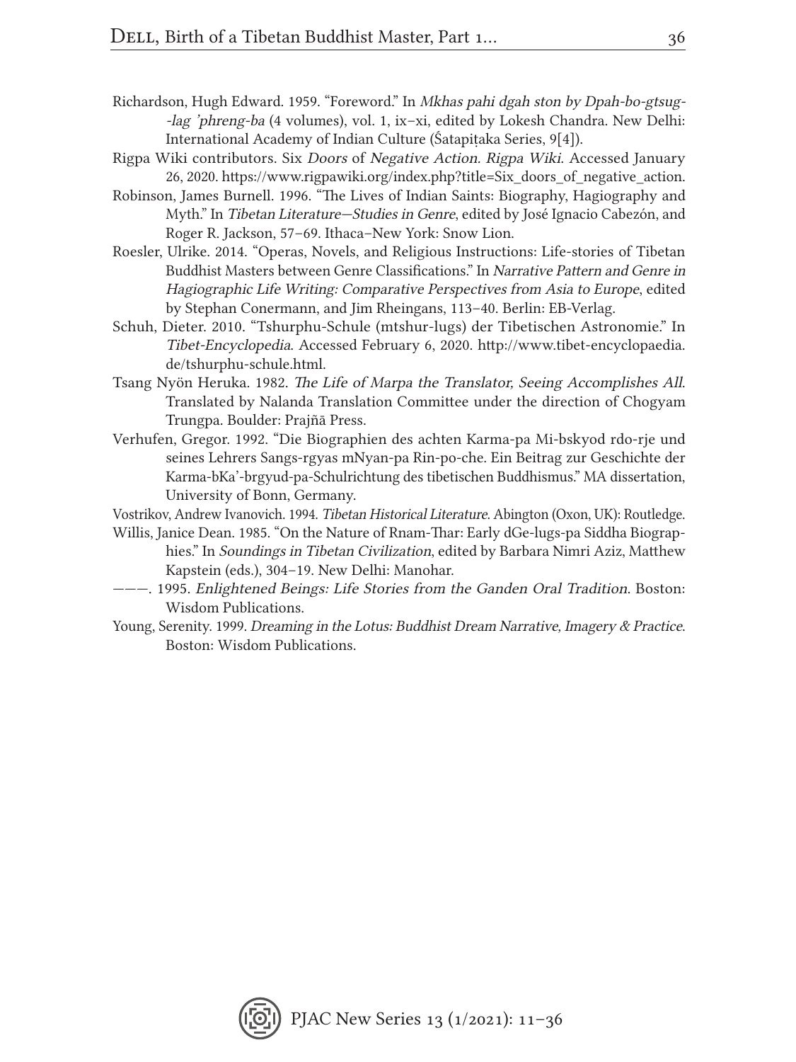Richardson, Hugh Edward. 1959. "Foreword." In *Mkhas pahi dgah ston by Dpah-bo-gtsug--lag 'phreng-ba* (4 volumes), vol. 1, ix–xi, edited by Lokesh Chandra. New Delhi: International Academy of Indian Culture (Śatapiṭaka Series, 9[4]).

Rigpa Wiki contributors. Six *Doors* of *Negative Action. Rigpa Wiki*. Accessed January 26, 2020. https://www.rigpawiki.org/index.php?title=Six_doors_of_negative_action.

Robinson, James Burnell. 1996. "The Lives of Indian Saints: Biography, Hagiography and Myth." In *Tibetan Literature—Studies in Genre*, edited by José Ignacio Cabezón, and Roger R. Jackson, 57–69. Ithaca–New York: Snow Lion.

Roesler, Ulrike. 2014. "Operas, Novels, and Religious Instructions: Life-stories of Tibetan Buddhist Masters between Genre Classifications." In *Narrative Pattern and Genre in Hagiographic Life Writing: Comparative Perspectives from Asia to Europe*, edited by Stephan Conermann, and Jim Rheingans, 113–40. Berlin: EB-Verlag.

Schuh, Dieter. 2010. "Tshurphu-Schule (mtshur-lugs) der Tibetischen Astronomie." In *Tibet-Encyclopedia*. Accessed February 6, 2020. http://www.tibet-encyclopaedia.de/tshurphu-schule.html.

Tsang Nyön Heruka. 1982. *The Life of Marpa the Translator, Seeing Accomplishes All*. Translated by Nalanda Translation Committee under the direction of Chogyam Trungpa. Boulder: Prajñā Press.

Verhufen, Gregor. 1992. "Die Biographien des achten Karma-pa Mi-bskyod rdo-rje und seines Lehrers Sangs-rgyas mNyan-pa Rin-po-che. Ein Beitrag zur Geschichte der Karma-bKa'-brgyud-pa-Schulrichtung des tibetischen Buddhismus." MA dissertation, University of Bonn, Germany.

Vostrikov, Andrew Ivanovich. 1994. *Tibetan Historical Literature*. Abington (Oxon, UK): Routledge.

Willis, Janice Dean. 1985. "On the Nature of Rnam-Thar: Early dGe-lugs-pa Siddha Biographies." In *Soundings in Tibetan Civilization*, edited by Barbara Nimri Aziz, Matthew Kapstein (eds.), 304–19. New Delhi: Manohar.

———. 1995. *Enlightened Beings: Life Stories from the Ganden Oral Tradition*. Boston: Wisdom Publications.

Young, Serenity. 1999. *Dreaming in the Lotus: Buddhist Dream Narrative, Imagery & Practice*. Boston: Wisdom Publications.